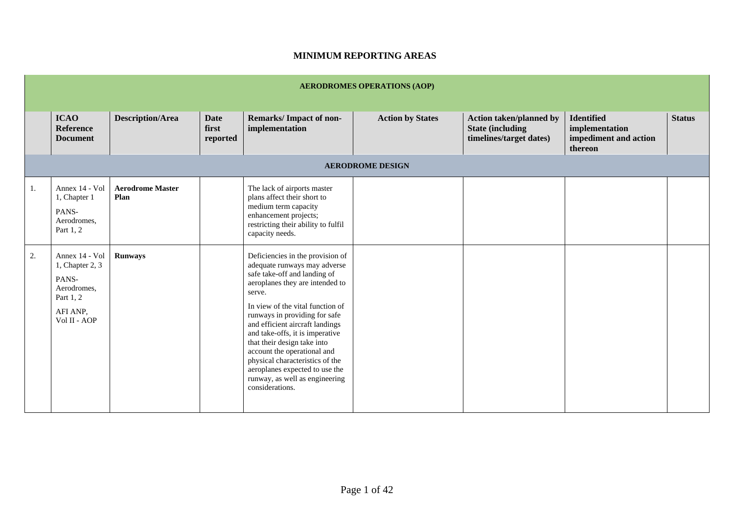# MINIMUM REPORTING AREAS

| AERODROMES OPERATIONS (AOP) | | | | | | | | |
|---|---|---|---|---|---|---|---|---|
| | **ICAO Reference Document** | **Description/Area** | **Date first reported** | **Remarks/ Impact of non-implementation** | **Action by States** | **Action taken/planned by State (including timelines/target dates)** | **Identified implementation impediment and action thereon** | **Status** |
| **AERODROME DESIGN** | | | | | | | | |
| 1. | Annex 14 - Vol 1, Chapter 1<br>PANS-Aerodromes, Part 1, 2 | **Aerodrome Master Plan** | | The lack of airports master plans affect their short to medium term capacity enhancement projects; restricting their ability to fulfil capacity needs. | | | | |
| 2. | Annex 14 - Vol 1, Chapter 2, 3<br>PANS-Aerodromes, Part 1, 2<br>AFI ANP, Vol II - AOP | **Runways** | | Deficiencies in the provision of adequate runways may adverse safe take-off and landing of aeroplanes they are intended to serve.<br>In view of the vital function of runways in providing for safe and efficient aircraft landings and take-offs, it is imperative that their design take into account the operational and physical characteristics of the aeroplanes expected to use the runway, as well as engineering considerations. | | | | |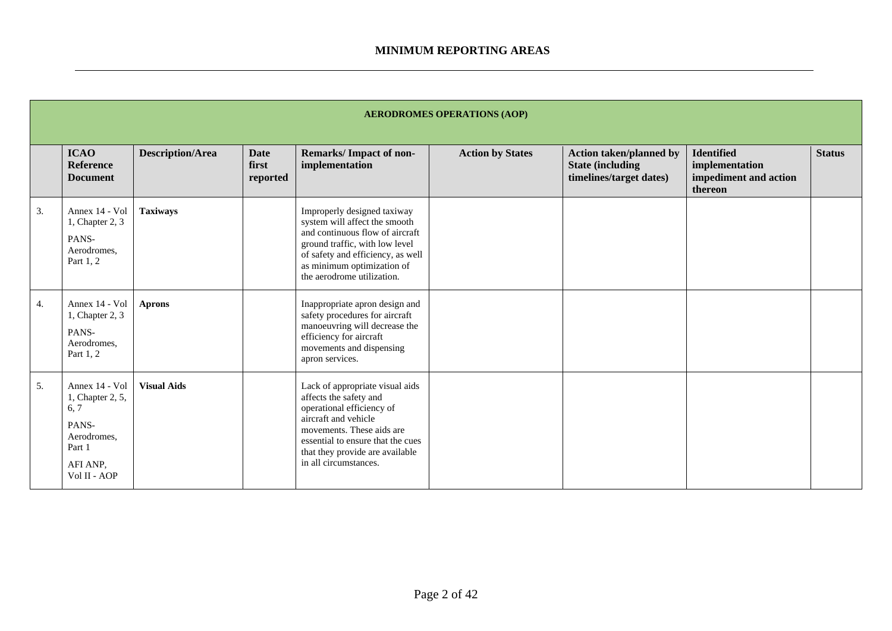## MINIMUM REPORTING AREAS

| AERODROMES OPERATIONS (AOP) | | | | | | | | |
|---|---|---|---|---|---|---|---|---|
| | **ICAO Reference Document** | **Description/Area** | **Date first reported** | **Remarks/ Impact of non-implementation** | **Action by States** | **Action taken/planned by State (including timelines/target dates)** | **Identified implementation impediment and action thereon** | **Status** |
| 3. | Annex 14 - Vol 1, Chapter 2, 3<br><br>PANS-Aerodromes, Part 1, 2 | **Taxiways** | | Improperly designed taxiway system will affect the smooth and continuous flow of aircraft ground traffic, with low level of safety and efficiency, as well as minimum optimization of the aerodrome utilization. | | | | |
| 4. | Annex 14 - Vol 1, Chapter 2, 3<br><br>PANS-Aerodromes, Part 1, 2 | **Aprons** | | Inappropriate apron design and safety procedures for aircraft manoeuvring will decrease the efficiency for aircraft movements and dispensing apron services. | | | | |
| 5. | Annex 14 - Vol 1, Chapter 2, 5, 6, 7<br><br>PANS-Aerodromes, Part 1<br><br>AFI ANP, Vol II - AOP | **Visual Aids** | | Lack of appropriate visual aids affects the safety and operational efficiency of aircraft and vehicle movements. These aids are essential to ensure that the cues that they provide are available in all circumstances. | | | | |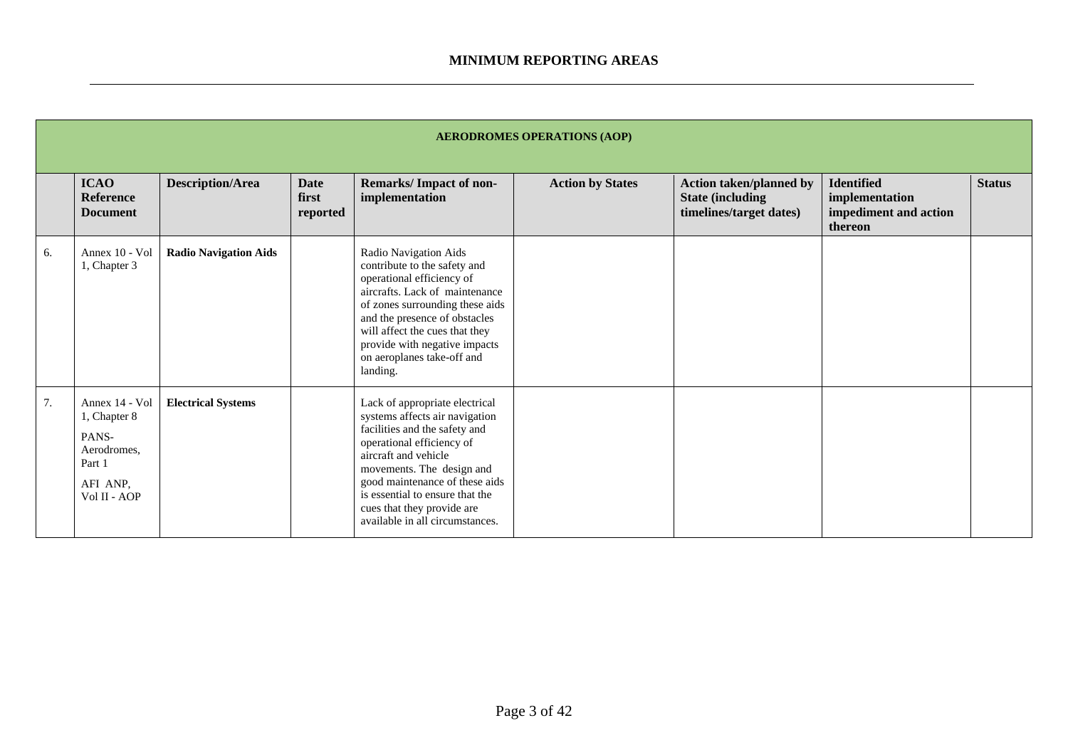# MINIMUM REPORTING AREAS

| AERODROMES OPERATIONS (AOP) | | | | | | | | |
|---|---|---|---|---|---|---|---|---|
| | **ICAO Reference Document** | **Description/Area** | **Date first reported** | **Remarks/ Impact of non-implementation** | **Action by States** | **Action taken/planned by State (including timelines/target dates)** | **Identified implementation impediment and action thereon** | **Status** |
| 6. | Annex 10 - Vol 1, Chapter 3 | **Radio Navigation Aids** | | Radio Navigation Aids contribute to the safety and operational efficiency of aircrafts. Lack of maintenance of zones surrounding these aids and the presence of obstacles will affect the cues that they provide with negative impacts on aeroplanes take-off and landing. | | | | |
| 7. | Annex 14 - Vol 1, Chapter 8<br>PANS-Aerodromes, Part 1<br>AFI ANP, Vol II - AOP | **Electrical Systems** | | Lack of appropriate electrical systems affects air navigation facilities and the safety and operational efficiency of aircraft and vehicle movements. The design and good maintenance of these aids is essential to ensure that the cues that they provide are available in all circumstances. | | | | |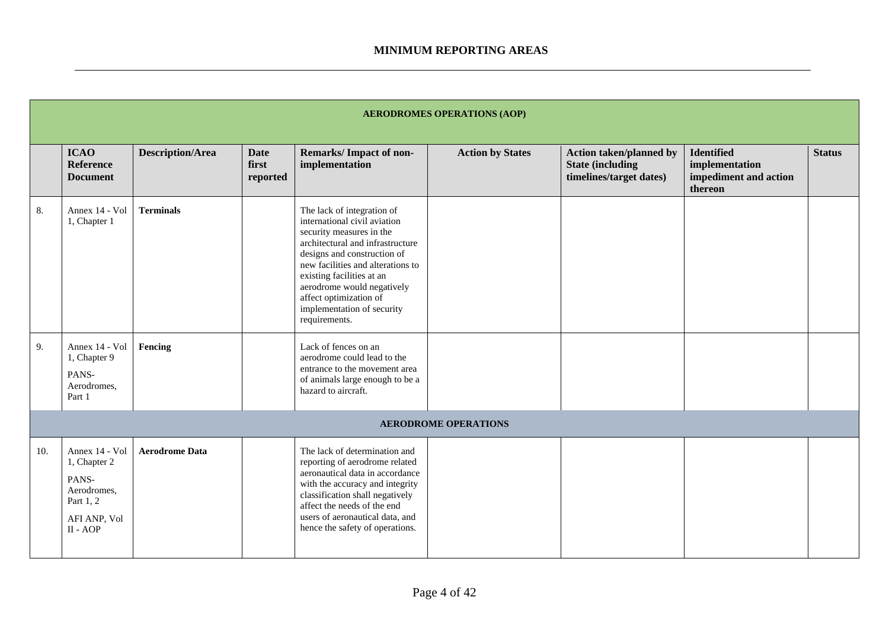## MINIMUM REPORTING AREAS

| | | | | | | | | |
|---|---|---|---|---|---|---|---|---|
| **AERODROMES OPERATIONS (AOP)** | | | | | | | | |
| | **ICAO Reference Document** | **Description/Area** | **Date first reported** | **Remarks/ Impact of non-implementation** | **Action by States** | **Action taken/planned by State (including timelines/target dates)** | **Identified implementation impediment and action thereon** | **Status** |
| 8. | Annex 14 - Vol 1, Chapter 1 | **Terminals** | | The lack of integration of international civil aviation security measures in the architectural and infrastructure designs and construction of new facilities and alterations to existing facilities at an aerodrome would negatively affect optimization of implementation of security requirements. | | | | |
| 9. | Annex 14 - Vol 1, Chapter 9<br><br>PANS-Aerodromes, Part 1 | **Fencing** | | Lack of fences on an aerodrome could lead to the entrance to the movement area of animals large enough to be a hazard to aircraft. | | | | |
| **AERODROME OPERATIONS** | | | | | | | | |
| 10. | Annex 14 - Vol 1, Chapter 2<br><br>PANS-Aerodromes, Part 1, 2<br><br>AFI ANP, Vol II - AOP | **Aerodrome Data** | | The lack of determination and reporting of aerodrome related aeronautical data in accordance with the accuracy and integrity classification shall negatively affect the needs of the end users of aeronautical data, and hence the safety of operations. | | | | |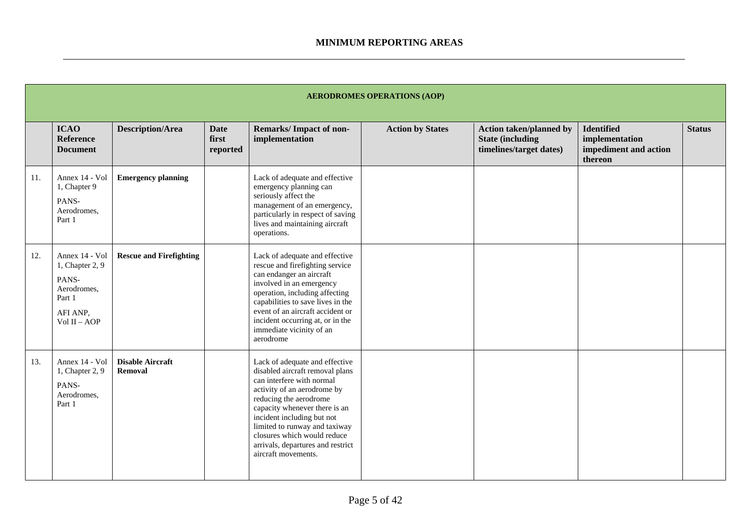## MINIMUM REPORTING AREAS

| | AERODROMES OPERATIONS (AOP) | | | | | | | |
|---|---|---|---|---|---|---|---|---|
| | **ICAO Reference Document** | **Description/Area** | **Date first reported** | **Remarks/ Impact of non-implementation** | **Action by States** | **Action taken/planned by State (including timelines/target dates)** | **Identified implementation impediment and action thereon** | **Status** |
| 11. | Annex 14 - Vol 1, Chapter 9<br>PANS-Aerodromes, Part 1 | **Emergency planning** | | Lack of adequate and effective emergency planning can seriously affect the management of an emergency, particularly in respect of saving lives and maintaining aircraft operations. | | | | |
| 12. | Annex 14 - Vol 1, Chapter 2, 9<br>PANS-Aerodromes, Part 1<br>AFI ANP, Vol II – AOP | **Rescue and Firefighting** | | Lack of adequate and effective rescue and firefighting service can endanger an aircraft involved in an emergency operation, including affecting capabilities to save lives in the event of an aircraft accident or incident occurring at, or in the immediate vicinity of an aerodrome | | | | |
| 13. | Annex 14 - Vol 1, Chapter 2, 9<br>PANS-Aerodromes, Part 1 | **Disable Aircraft Removal** | | Lack of adequate and effective disabled aircraft removal plans can interfere with normal activity of an aerodrome by reducing the aerodrome capacity whenever there is an incident including but not limited to runway and taxiway closures which would reduce arrivals, departures and restrict aircraft movements. | | | | |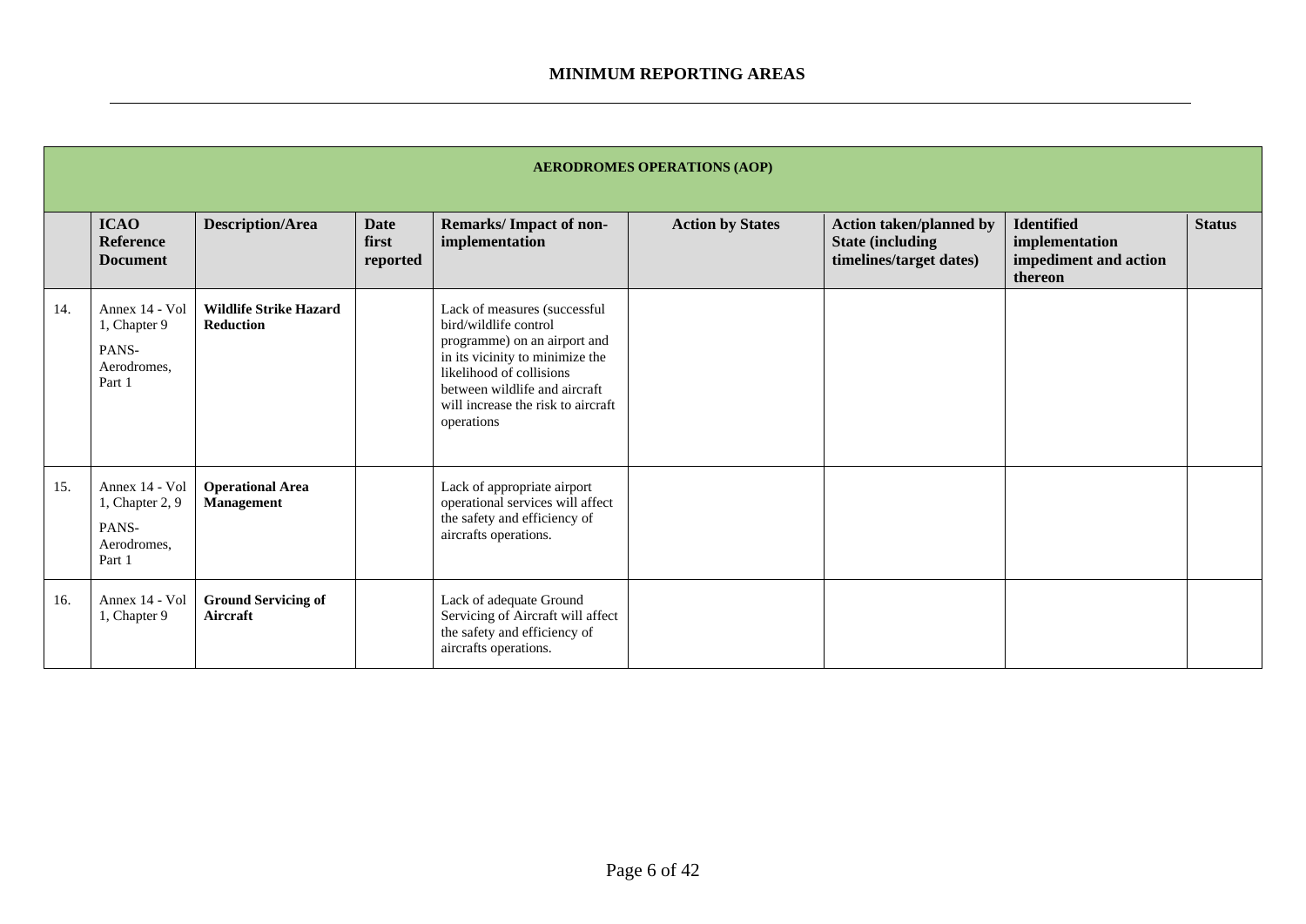## MINIMUM REPORTING AREAS

| AERODROMES OPERATIONS (AOP) | | | | | | | | |
|---|---|---|---|---|---|---|---|---|
| | **ICAO Reference Document** | **Description/Area** | **Date first reported** | **Remarks/ Impact of non-implementation** | **Action by States** | **Action taken/planned by State (including timelines/target dates)** | **Identified implementation impediment and action thereon** | **Status** |
| 14. | Annex 14 - Vol 1, Chapter 9<br>PANS-Aerodromes, Part 1 | **Wildlife Strike Hazard Reduction** | | Lack of measures (successful bird/wildlife control programme) on an airport and in its vicinity to minimize the likelihood of collisions between wildlife and aircraft will increase the risk to aircraft operations | | | | |
| 15. | Annex 14 - Vol 1, Chapter 2, 9<br>PANS-Aerodromes, Part 1 | **Operational Area Management** | | Lack of appropriate airport operational services will affect the safety and efficiency of aircrafts operations. | | | | |
| 16. | Annex 14 - Vol 1, Chapter 9 | **Ground Servicing of Aircraft** | | Lack of adequate Ground Servicing of Aircraft will affect the safety and efficiency of aircrafts operations. | | | | |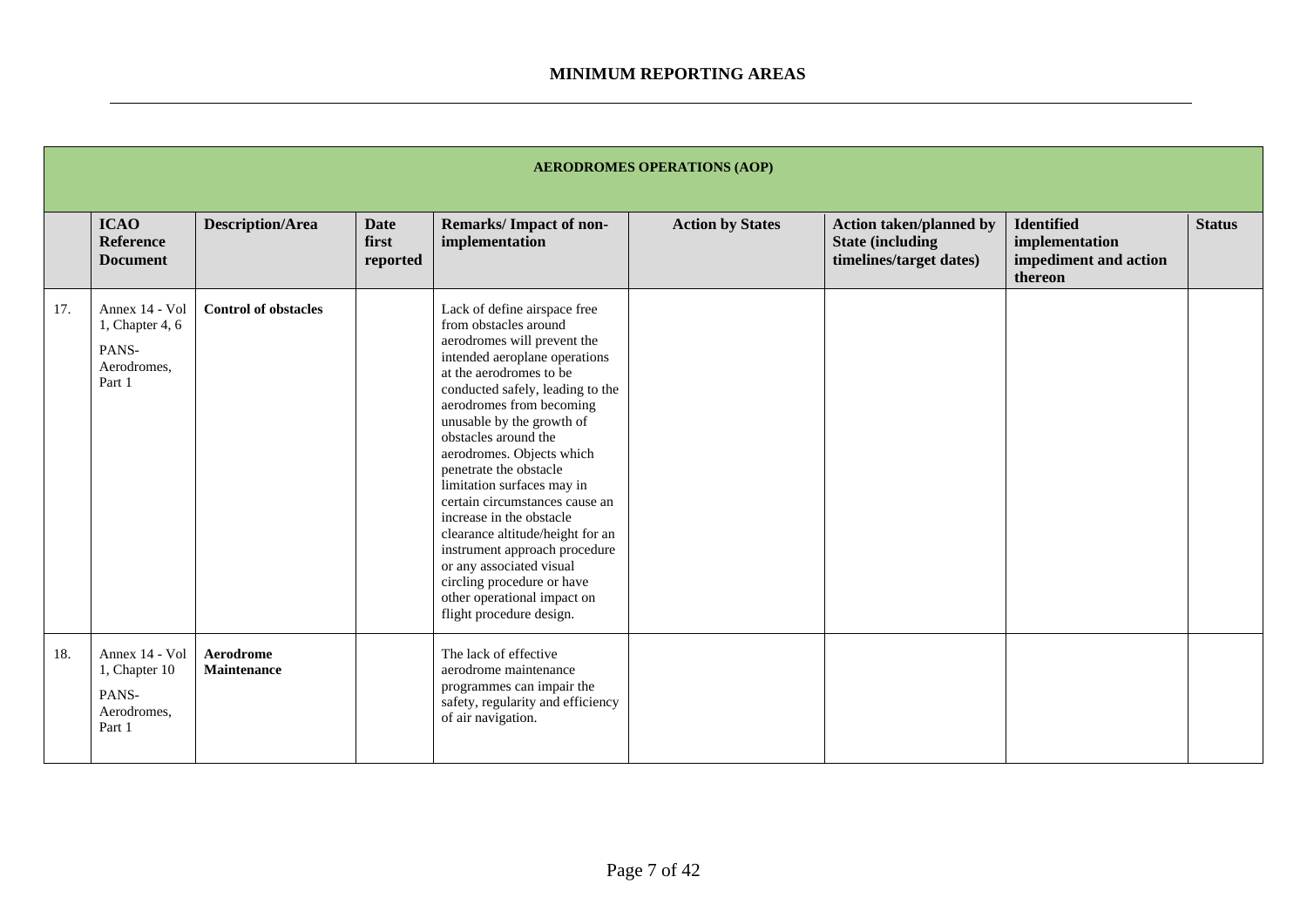## MINIMUM REPORTING AREAS

| AERODROMES OPERATIONS (AOP) | | | | | | | | |
|---|---|---|---|---|---|---|---|---|
| | **ICAO Reference Document** | **Description/Area** | **Date first reported** | **Remarks/ Impact of non-implementation** | **Action by States** | **Action taken/planned by State (including timelines/target dates)** | **Identified implementation impediment and action thereon** | **Status** |
| 17. | Annex 14 - Vol 1, Chapter 4, 6<br><br>PANS-Aerodromes, Part 1 | **Control of obstacles** | | Lack of define airspace free from obstacles around aerodromes will prevent the intended aeroplane operations at the aerodromes to be conducted safely, leading to the aerodromes from becoming unusable by the growth of obstacles around the aerodromes. Objects which penetrate the obstacle limitation surfaces may in certain circumstances cause an increase in the obstacle clearance altitude/height for an instrument approach procedure or any associated visual circling procedure or have other operational impact on flight procedure design. | | | | |
| 18. | Annex 14 - Vol 1, Chapter 10<br><br>PANS-Aerodromes, Part 1 | **Aerodrome Maintenance** | | The lack of effective aerodrome maintenance programmes can impair the safety, regularity and efficiency of air navigation. | | | | |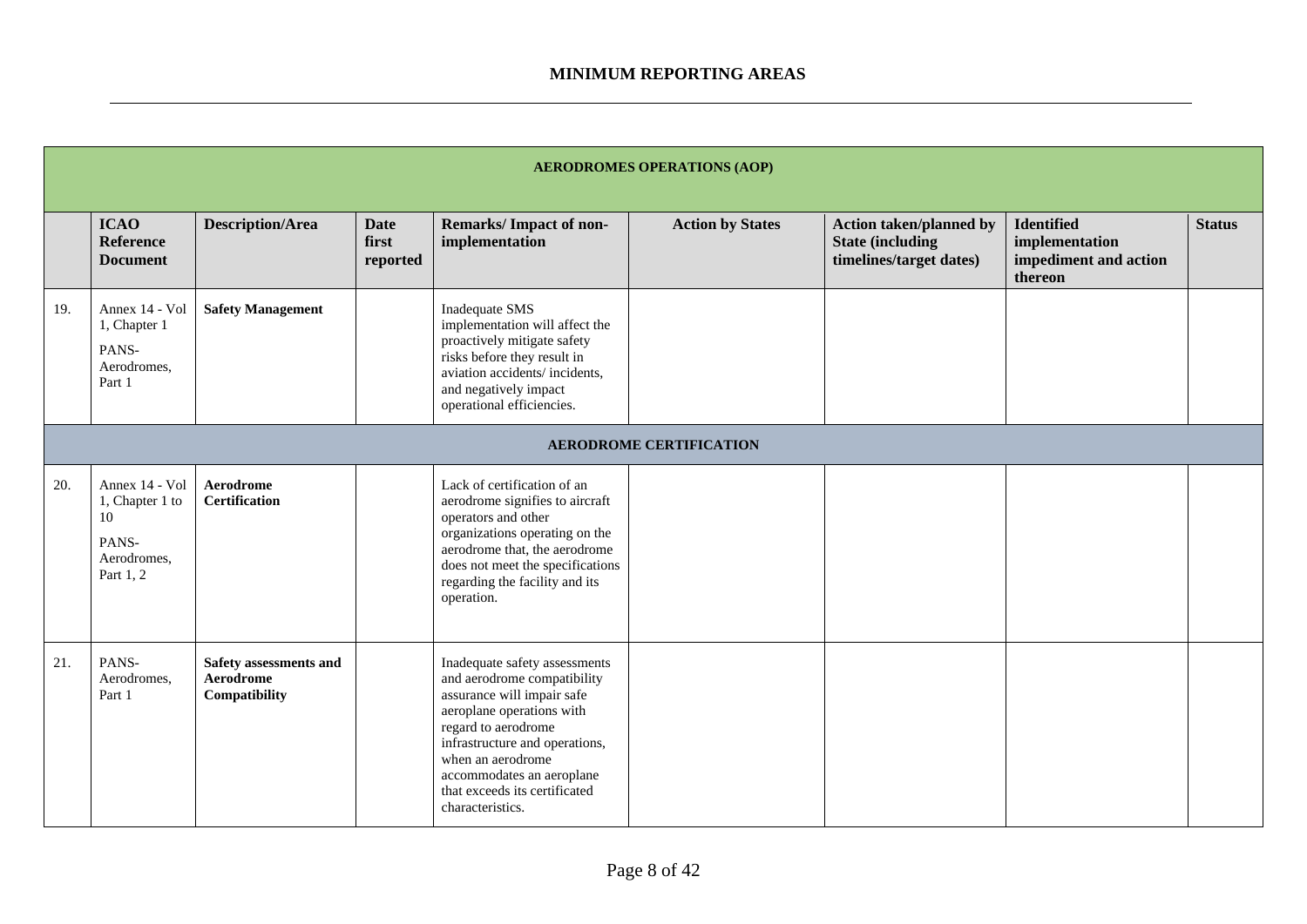## MINIMUM REPORTING AREAS

| | ICAO Reference Document | Description/Area | Date first reported | Remarks/ Impact of non-implementation | Action by States | Action taken/planned by State (including timelines/target dates) | Identified implementation impediment and action thereon | Status |
|---|---|---|---|---|---|---|---|---|
| **AERODROMES OPERATIONS (AOP)** | | | | | | | | |
| 19. | Annex 14 - Vol 1, Chapter 1<br>PANS-Aerodromes, Part 1 | **Safety Management** | | Inadequate SMS implementation will affect the proactively mitigate safety risks before they result in aviation accidents/ incidents, and negatively impact operational efficiencies. | | | | |
| **AERODROME CERTIFICATION** | | | | | | | | |
| 20. | Annex 14 - Vol 1, Chapter 1 to 10<br>PANS-Aerodromes, Part 1, 2 | **Aerodrome Certification** | | Lack of certification of an aerodrome signifies to aircraft operators and other organizations operating on the aerodrome that, the aerodrome does not meet the specifications regarding the facility and its operation. | | | | |
| 21. | PANS-Aerodromes, Part 1 | **Safety assessments and Aerodrome Compatibility** | | Inadequate safety assessments and aerodrome compatibility assurance will impair safe aeroplane operations with regard to aerodrome infrastructure and operations, when an aerodrome accommodates an aeroplane that exceeds its certificated characteristics. | | | | |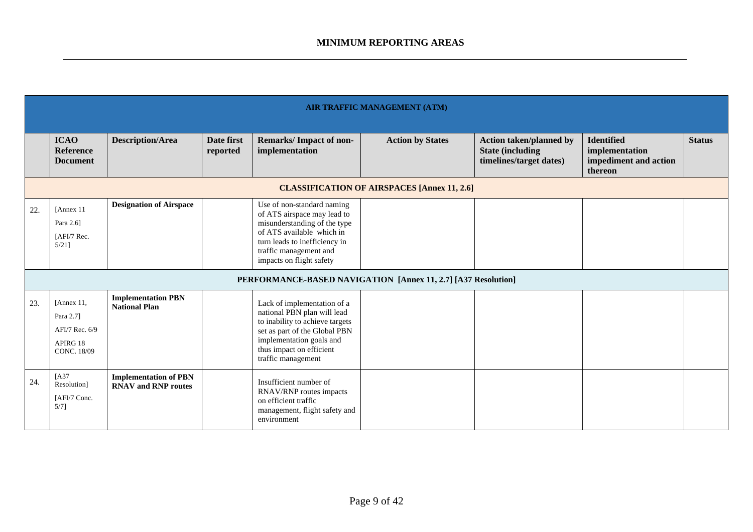# MINIMUM REPORTING AREAS

| AIR TRAFFIC MANAGEMENT (ATM) | | | | | | | | |
|---|---|---|---|---|---|---|---|---|
| | **ICAO Reference Document** | **Description/Area** | **Date first reported** | **Remarks/ Impact of non-implementation** | **Action by States** | **Action taken/planned by State (including timelines/target dates)** | **Identified implementation impediment and action thereon** | **Status** |
| **CLASSIFICATION OF AIRSPACES [Annex 11, 2.6]** | | | | | | | | |
| 22. | [Annex 11 Para 2.6] [AFI/7 Rec. 5/21] | **Designation of Airspace** | | Use of non-standard naming of ATS airspace may lead to misunderstanding of the type of ATS available which in turn leads to inefficiency in traffic management and impacts on flight safety | | | | |
| **PERFORMANCE-BASED NAVIGATION [Annex 11, 2.7] [A37 Resolution]** | | | | | | | | |
| 23. | [Annex 11, Para 2.7] AFI/7 Rec. 6/9 APIRG 18 CONC. 18/09 | **Implementation PBN National Plan** | | Lack of implementation of a national PBN plan will lead to inability to achieve targets set as part of the Global PBN implementation goals and thus impact on efficient traffic management | | | | |
| 24. | [A37 Resolution] [AFI/7 Conc. 5/7] | **Implementation of PBN RNAV and RNP routes** | | Insufficient number of RNAV/RNP routes impacts on efficient traffic management, flight safety and environment | | | | |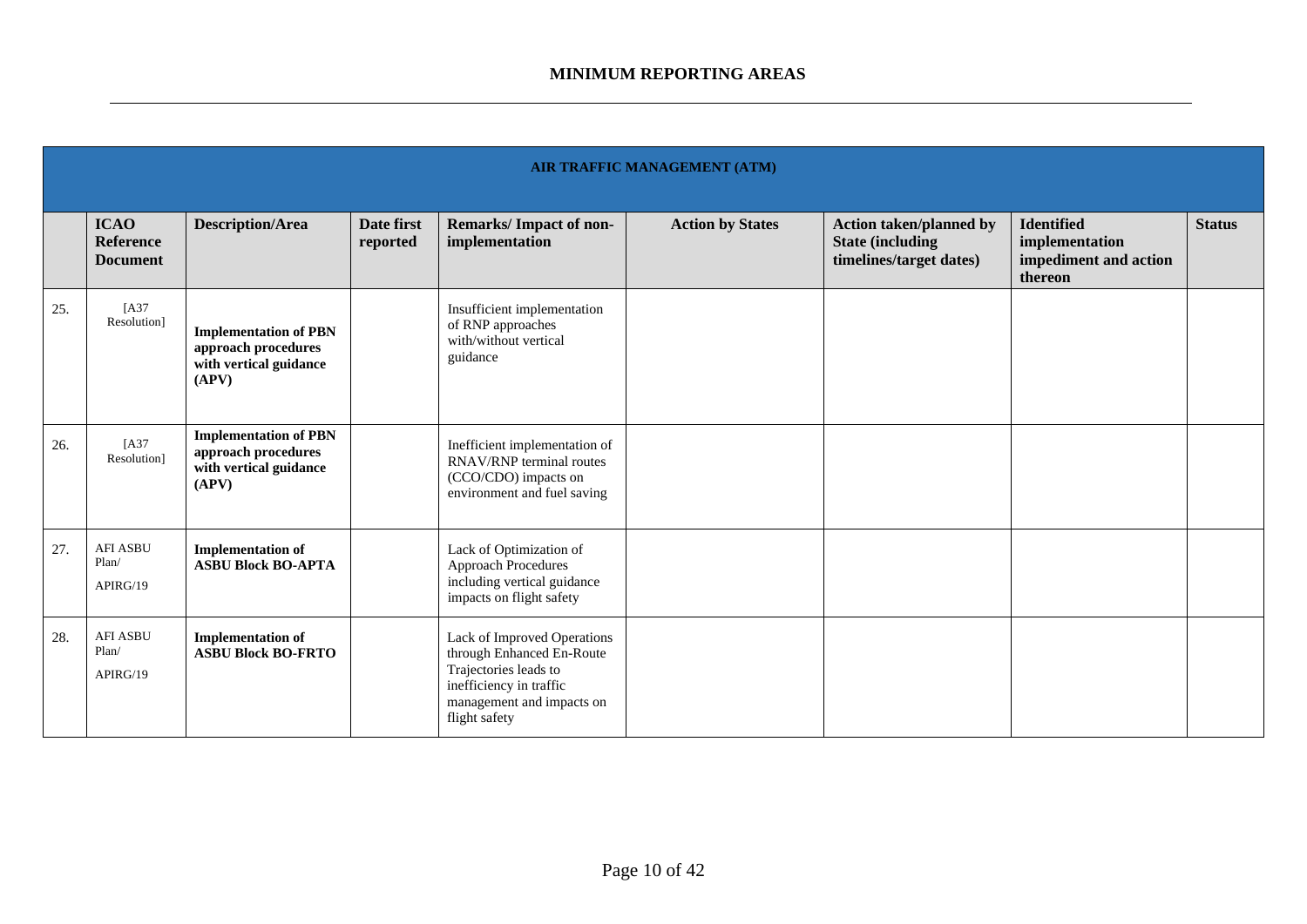## MINIMUM REPORTING AREAS

| AIR TRAFFIC MANAGEMENT (ATM) | | | | | | | | |
|---|---|---|---|---|---|---|---|---|
| | **ICAO Reference Document** | **Description/Area** | **Date first reported** | **Remarks/ Impact of non-implementation** | **Action by States** | **Action taken/planned by State (including timelines/target dates)** | **Identified implementation impediment and action thereon** | **Status** |
| 25. | [A37 Resolution] | **Implementation of PBN approach procedures with vertical guidance (APV)** | | Insufficient implementation of RNP approaches with/without vertical guidance | | | | |
| 26. | [A37 Resolution] | **Implementation of PBN approach procedures with vertical guidance (APV)** | | Inefficient implementation of RNAV/RNP terminal routes (CCO/CDO) impacts on environment and fuel saving | | | | |
| 27. | AFI ASBU Plan/ APIRG/19 | **Implementation of ASBU Block BO-APTA** | | Lack of Optimization of Approach Procedures including vertical guidance impacts on flight safety | | | | |
| 28. | AFI ASBU Plan/ APIRG/19 | **Implementation of ASBU Block BO-FRTO** | | Lack of Improved Operations through Enhanced En-Route Trajectories leads to inefficiency in traffic management and impacts on flight safety | | | | |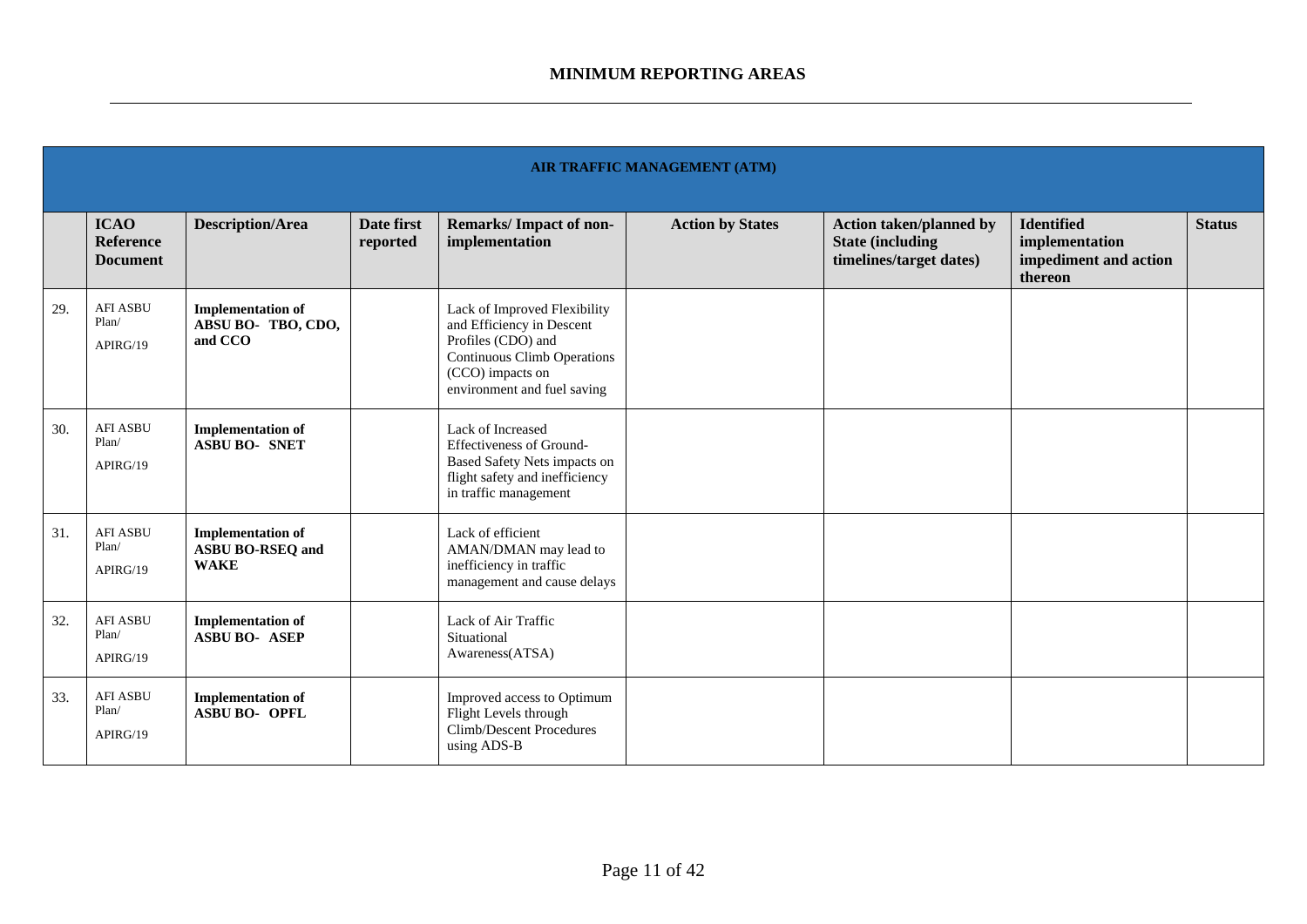## MINIMUM REPORTING AREAS

| AIR TRAFFIC MANAGEMENT (ATM) | | | | | | | | |
|---|---|---|---|---|---|---|---|---|
| | **ICAO Reference Document** | **Description/Area** | **Date first reported** | **Remarks/ Impact of non-implementation** | **Action by States** | **Action taken/planned by State (including timelines/target dates)** | **Identified implementation impediment and action thereon** | **Status** |
| 29. | AFI ASBU Plan/ APIRG/19 | **Implementation of ABSU BO- TBO, CDO, and CCO** | | Lack of Improved Flexibility and Efficiency in Descent Profiles (CDO) and Continuous Climb Operations (CCO) impacts on environment and fuel saving | | | | |
| 30. | AFI ASBU Plan/ APIRG/19 | **Implementation of ASBU BO- SNET** | | Lack of Increased Effectiveness of Ground-Based Safety Nets impacts on flight safety and inefficiency in traffic management | | | | |
| 31. | AFI ASBU Plan/ APIRG/19 | **Implementation of ASBU BO-RSEQ and WAKE** | | Lack of efficient AMAN/DMAN may lead to inefficiency in traffic management and cause delays | | | | |
| 32. | AFI ASBU Plan/ APIRG/19 | **Implementation of ASBU BO- ASEP** | | Lack of Air Traffic Situational Awareness(ATSA) | | | | |
| 33. | AFI ASBU Plan/ APIRG/19 | **Implementation of ASBU BO- OPFL** | | Improved access to Optimum Flight Levels through Climb/Descent Procedures using ADS-B | | | | |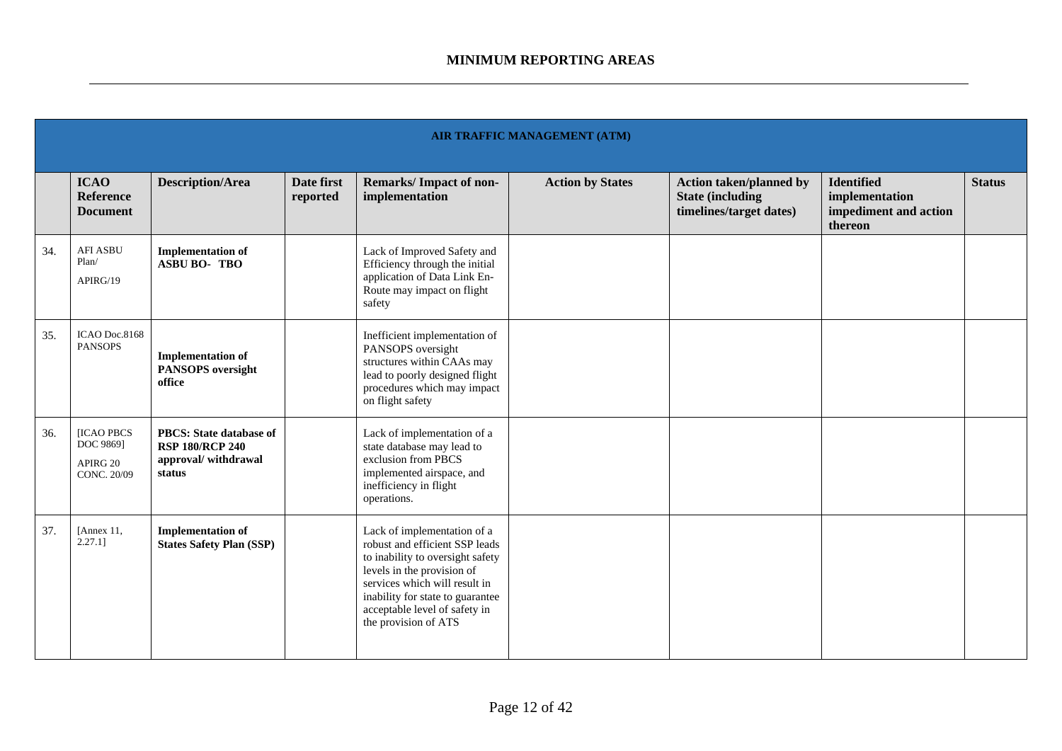## MINIMUM REPORTING AREAS

| AIR TRAFFIC MANAGEMENT (ATM) | | | | | | | | |
|---|---|---|---|---|---|---|---|---|
| | **ICAO Reference Document** | **Description/Area** | **Date first reported** | **Remarks/ Impact of non-implementation** | **Action by States** | **Action taken/planned by State (including timelines/target dates)** | **Identified implementation impediment and action thereon** | **Status** |
| 34. | AFI ASBU Plan/ APIRG/19 | **Implementation of ASBU BO- TBO** | | Lack of Improved Safety and Efficiency through the initial application of Data Link En-Route may impact on flight safety | | | | |
| 35. | ICAO Doc.8168 PANSOPS | **Implementation of PANSOPS oversight office** | | Inefficient implementation of PANSOPS oversight structures within CAAs may lead to poorly designed flight procedures which may impact on flight safety | | | | |
| 36. | [ICAO PBCS DOC 9869] APIRG 20 CONC. 20/09 | **PBCS: State database of RSP 180/RCP 240 approval/ withdrawal status** | | Lack of implementation of a state database may lead to exclusion from PBCS implemented airspace, and inefficiency in flight operations. | | | | |
| 37. | [Annex 11, 2.27.1] | **Implementation of States Safety Plan (SSP)** | | Lack of implementation of a robust and efficient SSP leads to inability to oversight safety levels in the provision of services which will result in inability for state to guarantee acceptable level of safety in the provision of ATS | | | | |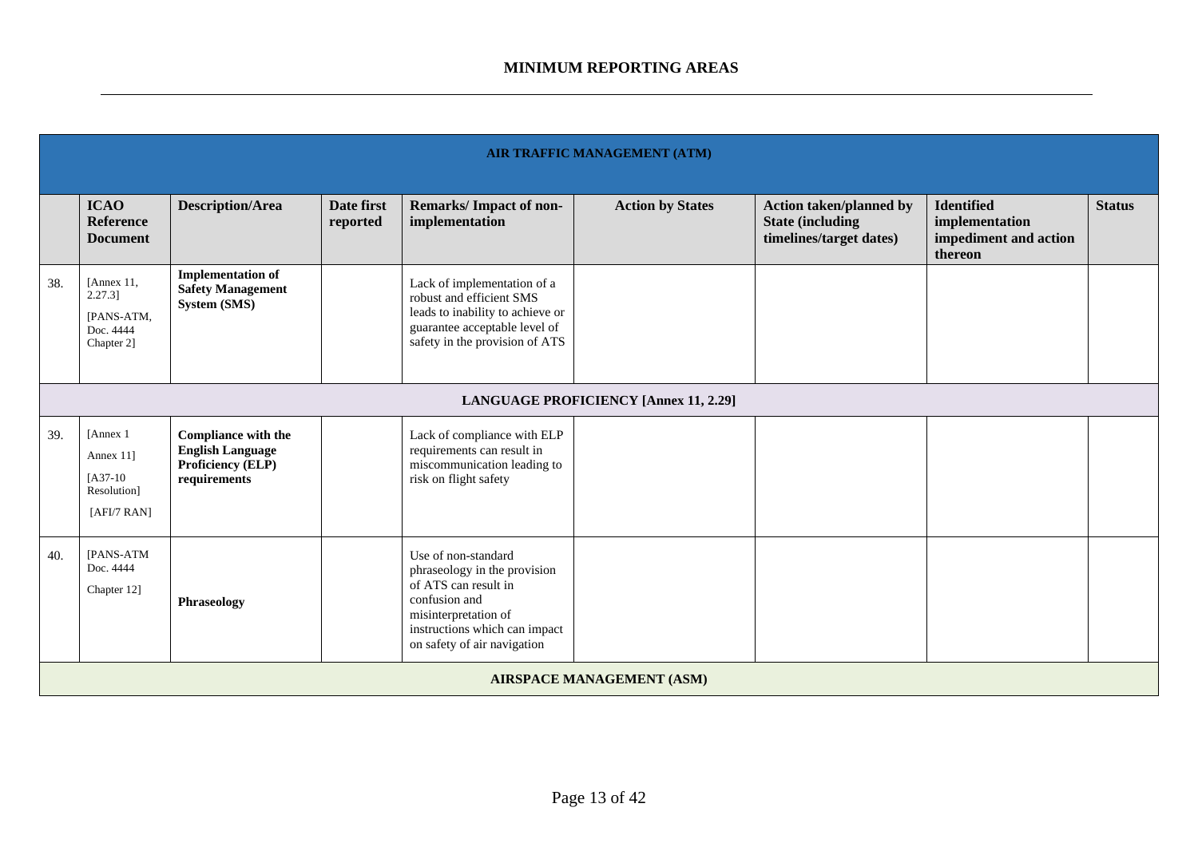## MINIMUM REPORTING AREAS

| | ICAO Reference Document | Description/Area | Date first reported | Remarks/ Impact of non-implementation | Action by States | Action taken/planned by State (including timelines/target dates) | Identified implementation impediment and action thereon | Status |
|---|---|---|---|---|---|---|---|---|
| **AIR TRAFFIC MANAGEMENT (ATM)** | | | | | | | | |
| 38. | [Annex 11, 2.27.3] [PANS-ATM, Doc. 4444 Chapter 2] | **Implementation of Safety Management System (SMS)** | | Lack of implementation of a robust and efficient SMS leads to inability to achieve or guarantee acceptable level of safety in the provision of ATS | | | | |
| **LANGUAGE PROFICIENCY [Annex 11, 2.29]** | | | | | | | | |
| 39. | [Annex 1 Annex 11] [A37-10 Resolution] [AFI/7 RAN] | **Compliance with the English Language Proficiency (ELP) requirements** | | Lack of compliance with ELP requirements can result in miscommunication leading to risk on flight safety | | | | |
| 40. | [PANS-ATM Doc. 4444 Chapter 12] | **Phraseology** | | Use of non-standard phraseology in the provision of ATS can result in confusion and misinterpretation of instructions which can impact on safety of air navigation | | | | |
| **AIRSPACE MANAGEMENT (ASM)** | | | | | | | | |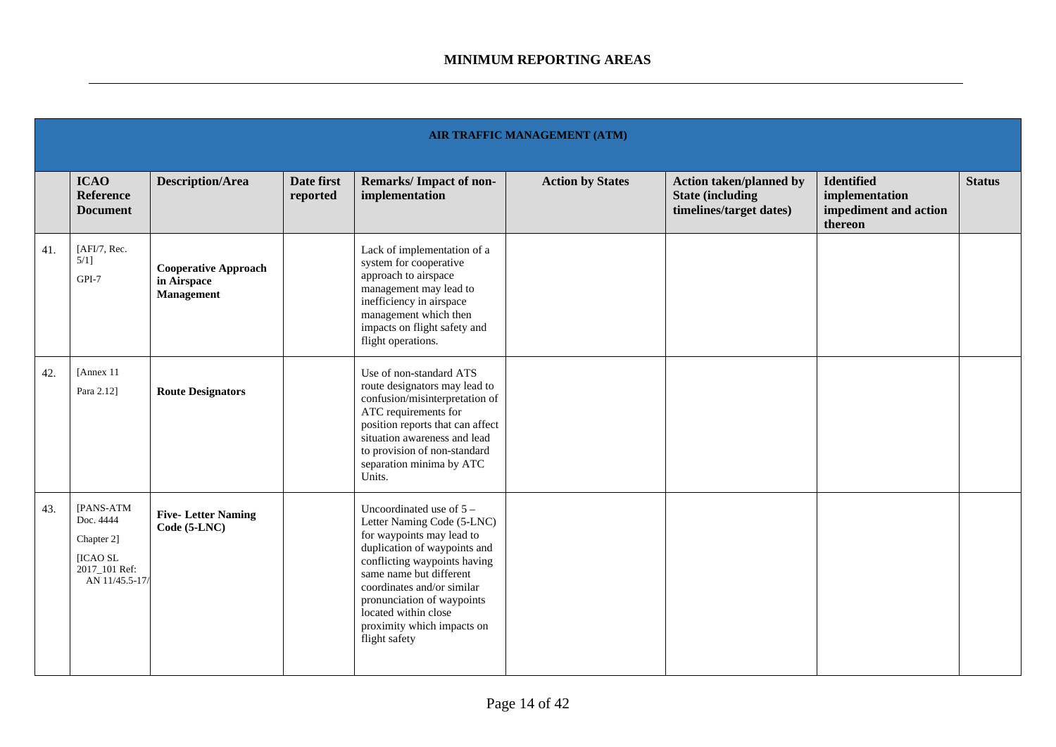## MINIMUM REPORTING AREAS

| AIR TRAFFIC MANAGEMENT (ATM) | | | | | | | | |
|---|---|---|---|---|---|---|---|---|
| | **ICAO Reference Document** | **Description/Area** | **Date first reported** | **Remarks/ Impact of non-implementation** | **Action by States** | **Action taken/planned by State (including timelines/target dates)** | **Identified implementation impediment and action thereon** | **Status** |
| 41. | [AFI/7, Rec. 5/1] GPI-7 | **Cooperative Approach in Airspace Management** | | Lack of implementation of a system for cooperative approach to airspace management may lead to inefficiency in airspace management which then impacts on flight safety and flight operations. | | | | |
| 42. | [Annex 11 Para 2.12] | **Route Designators** | | Use of non-standard ATS route designators may lead to confusion/misinterpretation of ATC requirements for position reports that can affect situation awareness and lead to provision of non-standard separation minima by ATC Units. | | | | |
| 43. | [PANS-ATM Doc. 4444 Chapter 2] [ICAO SL 2017_101 Ref: AN 11/45.5-17/ | **Five- Letter Naming Code (5-LNC)** | | Uncoordinated use of 5 – Letter Naming Code (5-LNC) for waypoints may lead to duplication of waypoints and conflicting waypoints having same name but different coordinates and/or similar pronunciation of waypoints located within close proximity which impacts on flight safety | | | | |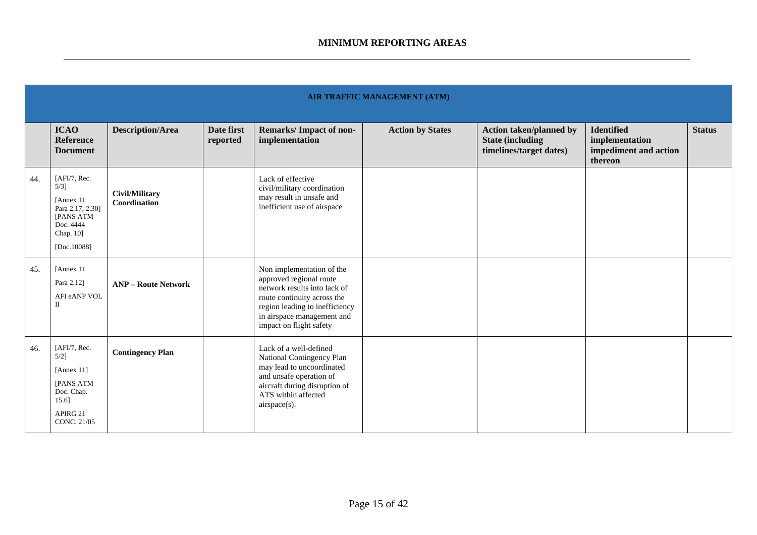# MINIMUM REPORTING AREAS

| AIR TRAFFIC MANAGEMENT (ATM) | | | | | | | | |
|---|---|---|---|---|---|---|---|---|
| | **ICAO Reference Document** | **Description/Area** | **Date first reported** | **Remarks/ Impact of non-implementation** | **Action by States** | **Action taken/planned by State (including timelines/target dates)** | **Identified implementation impediment and action thereon** | **Status** |
| 44. | [AFI/7, Rec. 5/3] [Annex 11 Para 2.17, 2.30] [PANS ATM Doc. 4444 Chap. 10] [Doc.10088] | **Civil/Military Coordination** | | Lack of effective civil/military coordination may result in unsafe and inefficient use of airspace | | | | |
| 45. | [Annex 11 Para 2.12] AFI eANP VOL II | **ANP – Route Network** | | Non implementation of the approved regional route network results into lack of route continuity across the region leading to inefficiency in airspace management and impact on flight safety | | | | |
| 46. | [AFI/7, Rec. 5/2] [Annex 11] [PANS ATM Doc. Chap. 15.6] APIRG 21 CONC. 21/05 | **Contingency Plan** | | Lack of a well-defined National Contingency Plan may lead to uncoordinated and unsafe operation of aircraft during disruption of ATS within affected airspace(s). | | | | |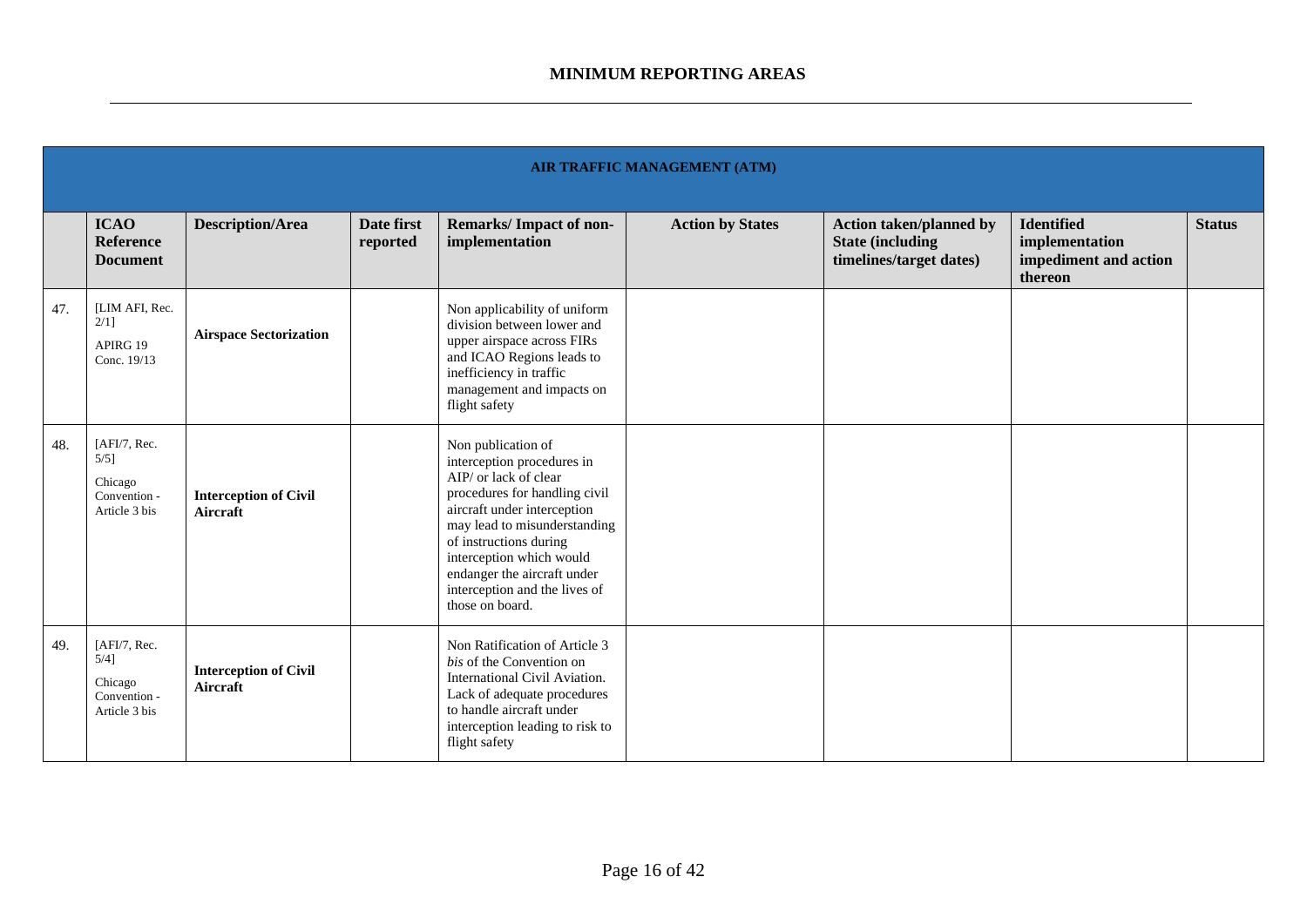## MINIMUM REPORTING AREAS

| AIR TRAFFIC MANAGEMENT (ATM) | | | | | | | | |
|---|---|---|---|---|---|---|---|---|
| | **ICAO Reference Document** | **Description/Area** | **Date first reported** | **Remarks/ Impact of non-implementation** | **Action by States** | **Action taken/planned by State (including timelines/target dates)** | **Identified implementation impediment and action thereon** | **Status** |
| 47. | [LIM AFI, Rec. 2/1] APIRG 19 Conc. 19/13 | **Airspace Sectorization** | | Non applicability of uniform division between lower and upper airspace across FIRs and ICAO Regions leads to inefficiency in traffic management and impacts on flight safety | | | | |
| 48. | [AFI/7, Rec. 5/5] Chicago Convention - Article 3 bis | **Interception of Civil Aircraft** | | Non publication of interception procedures in AIP/ or lack of clear procedures for handling civil aircraft under interception may lead to misunderstanding of instructions during interception which would endanger the aircraft under interception and the lives of those on board. | | | | |
| 49. | [AFI/7, Rec. 5/4] Chicago Convention - Article 3 bis | **Interception of Civil Aircraft** | | Non Ratification of Article 3 *bis* of the Convention on International Civil Aviation. Lack of adequate procedures to handle aircraft under interception leading to risk to flight safety | | | | |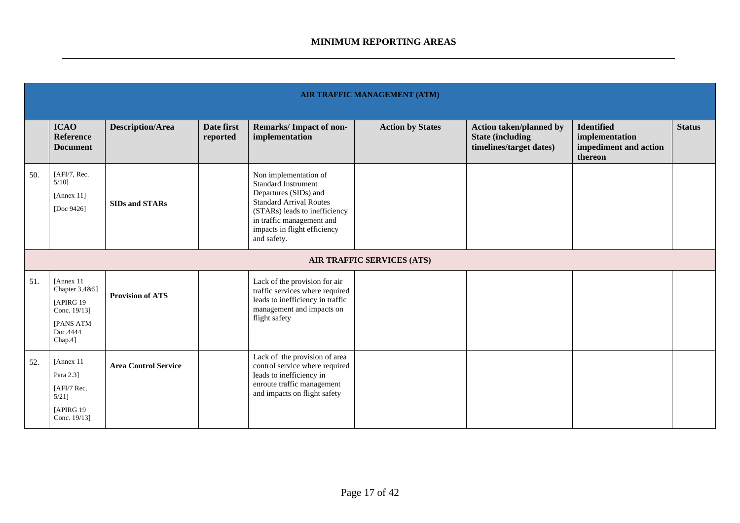## MINIMUM REPORTING AREAS

| AIR TRAFFIC MANAGEMENT (ATM) | | | | | | | | |
|---|---|---|---|---|---|---|---|---|
| | **ICAO Reference Document** | **Description/Area** | **Date first reported** | **Remarks/ Impact of non-implementation** | **Action by States** | **Action taken/planned by State (including timelines/target dates)** | **Identified implementation impediment and action thereon** | **Status** |
| 50. | [AFI/7, Rec. 5/10] [Annex 11] [Doc 9426] | **SIDs and STARs** | | Non implementation of Standard Instrument Departures (SIDs) and Standard Arrival Routes (STARs) leads to inefficiency in traffic management and impacts in flight efficiency and safety. | | | | |
| **AIR TRAFFIC SERVICES (ATS)** | | | | | | | | |
| 51. | [Annex 11 Chapter 3,4&5] [APIRG 19 Conc. 19/13] [PANS ATM Doc.4444 Chap.4] | **Provision of ATS** | | Lack of the provision for air traffic services where required leads to inefficiency in traffic management and impacts on flight safety | | | | |
| 52. | [Annex 11 Para 2.3] [AFI/7 Rec. 5/21] [APIRG 19 Conc. 19/13] | **Area Control Service** | | Lack of the provision of area control service where required leads to inefficiency in enroute traffic management and impacts on flight safety | | | | |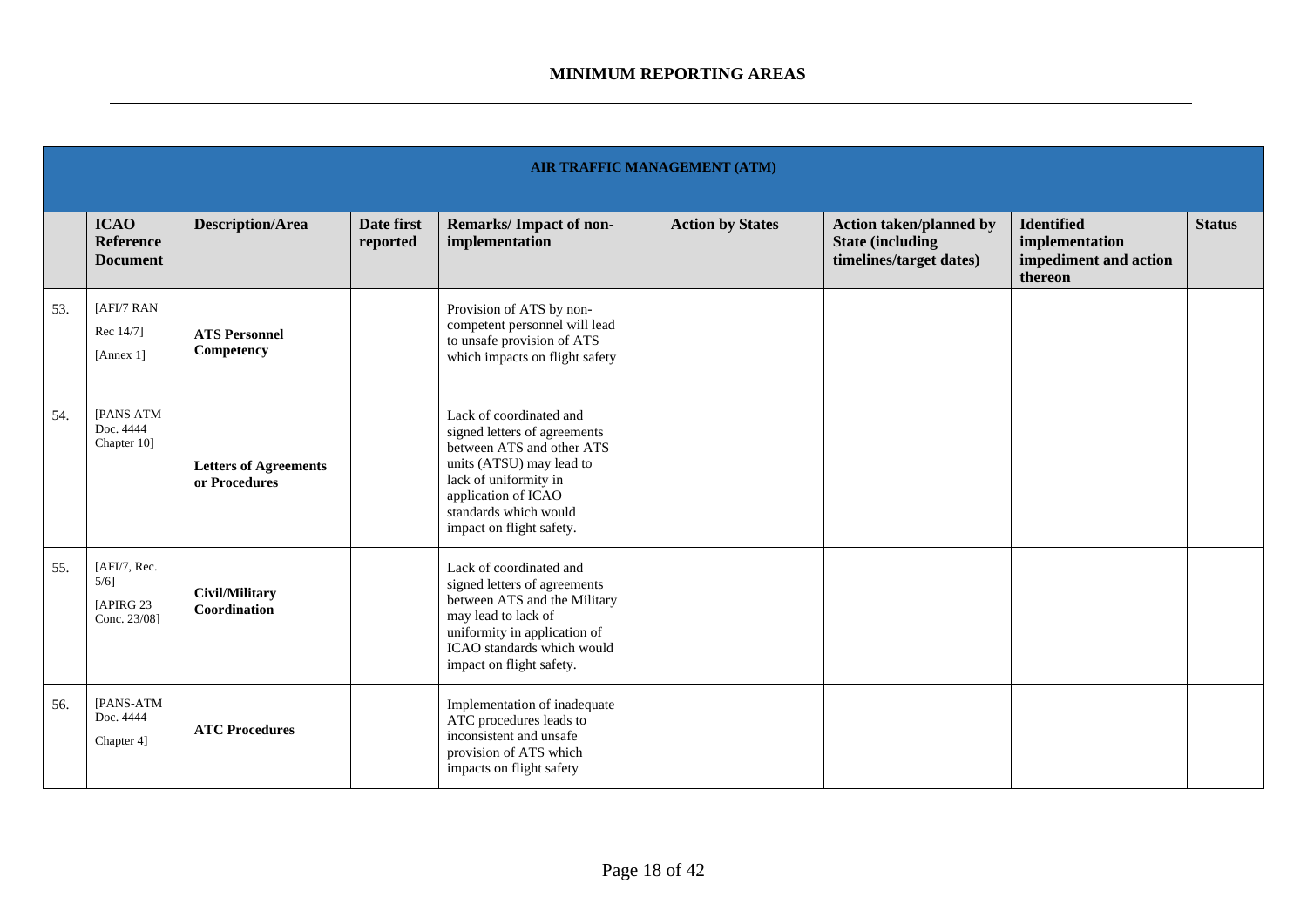## MINIMUM REPORTING AREAS

| AIR TRAFFIC MANAGEMENT (ATM) | | | | | | | | |
|---|---|---|---|---|---|---|---|---|
| | **ICAO Reference Document** | **Description/Area** | **Date first reported** | **Remarks/ Impact of non-implementation** | **Action by States** | **Action taken/planned by State (including timelines/target dates)** | **Identified implementation impediment and action thereon** | **Status** |
| 53. | [AFI/7 RAN Rec 14/7] [Annex 1] | **ATS Personnel Competency** | | Provision of ATS by non-competent personnel will lead to unsafe provision of ATS which impacts on flight safety | | | | |
| 54. | [PANS ATM Doc. 4444 Chapter 10] | **Letters of Agreements or Procedures** | | Lack of coordinated and signed letters of agreements between ATS and other ATS units (ATSU) may lead to lack of uniformity in application of ICAO standards which would impact on flight safety. | | | | |
| 55. | [AFI/7, Rec. 5/6] [APIRG 23 Conc. 23/08] | **Civil/Military Coordination** | | Lack of coordinated and signed letters of agreements between ATS and the Military may lead to lack of uniformity in application of ICAO standards which would impact on flight safety. | | | | |
| 56. | [PANS-ATM Doc. 4444 Chapter 4] | **ATC Procedures** | | Implementation of inadequate ATC procedures leads to inconsistent and unsafe provision of ATS which impacts on flight safety | | | | |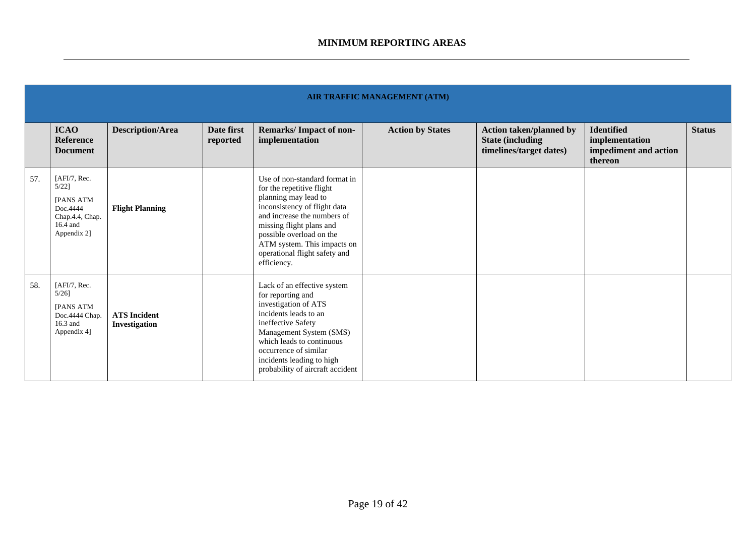## MINIMUM REPORTING AREAS

| AIR TRAFFIC MANAGEMENT (ATM) | | | | | | | | |
|---|---|---|---|---|---|---|---|---|
| | **ICAO Reference Document** | **Description/Area** | **Date first reported** | **Remarks/ Impact of non-implementation** | **Action by States** | **Action taken/planned by State (including timelines/target dates)** | **Identified implementation impediment and action thereon** | **Status** |
| 57. | [AFI/7, Rec. 5/22] [PANS ATM Doc.4444 Chap.4.4, Chap. 16.4 and Appendix 2] | **Flight Planning** | | Use of non-standard format in for the repetitive flight planning may lead to inconsistency of flight data and increase the numbers of missing flight plans and possible overload on the ATM system. This impacts on operational flight safety and efficiency. | | | | |
| 58. | [AFI/7, Rec. 5/26] [PANS ATM Doc.4444 Chap. 16.3 and Appendix 4] | **ATS Incident Investigation** | | Lack of an effective system for reporting and investigation of ATS incidents leads to an ineffective Safety Management System (SMS) which leads to continuous occurrence of similar incidents leading to high probability of aircraft accident | | | | |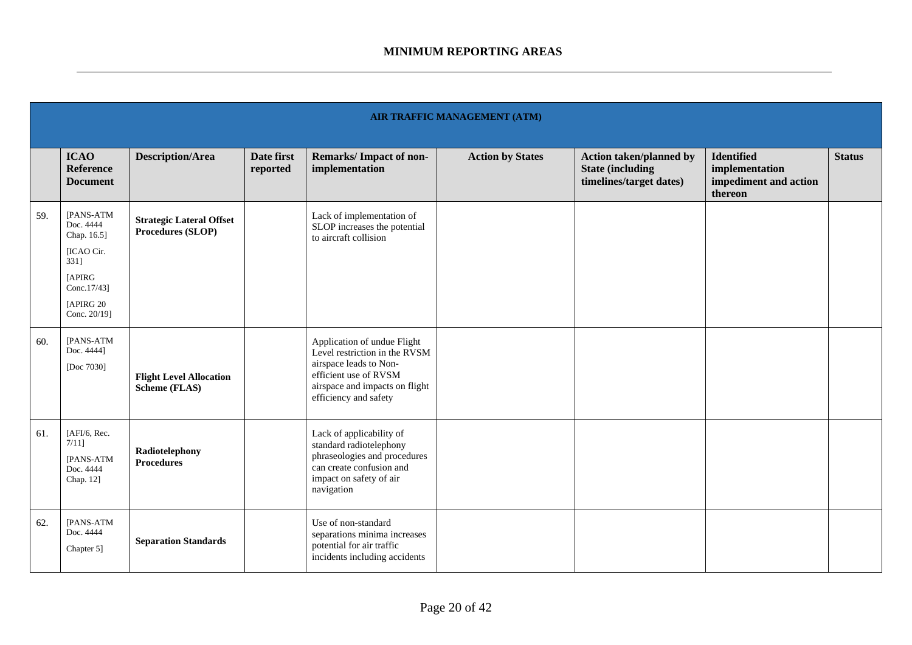# MINIMUM REPORTING AREAS

| AIR TRAFFIC MANAGEMENT (ATM) | | | | | | | | |
|---|---|---|---|---|---|---|---|---|
| | **ICAO Reference Document** | **Description/Area** | **Date first reported** | **Remarks/ Impact of non-implementation** | **Action by States** | **Action taken/planned by State (including timelines/target dates)** | **Identified implementation impediment and action thereon** | **Status** |
| 59. | [PANS-ATM Doc. 4444 Chap. 16.5] [ICAO Cir. 331] [APIRG Conc.17/43] [APIRG 20 Conc. 20/19] | **Strategic Lateral Offset Procedures (SLOP)** | | Lack of implementation of SLOP increases the potential to aircraft collision | | | | |
| 60. | [PANS-ATM Doc. 4444] [Doc 7030] | **Flight Level Allocation Scheme (FLAS)** | | Application of undue Flight Level restriction in the RVSM airspace leads to Non-efficient use of RVSM airspace and impacts on flight efficiency and safety | | | | |
| 61. | [AFI/6, Rec. 7/11] [PANS-ATM Doc. 4444 Chap. 12] | **Radiotelephony Procedures** | | Lack of applicability of standard radiotelephony phraseologies and procedures can create confusion and impact on safety of air navigation | | | | |
| 62. | [PANS-ATM Doc. 4444 Chapter 5] | **Separation Standards** | | Use of non-standard separations minima increases potential for air traffic incidents including accidents | | | | |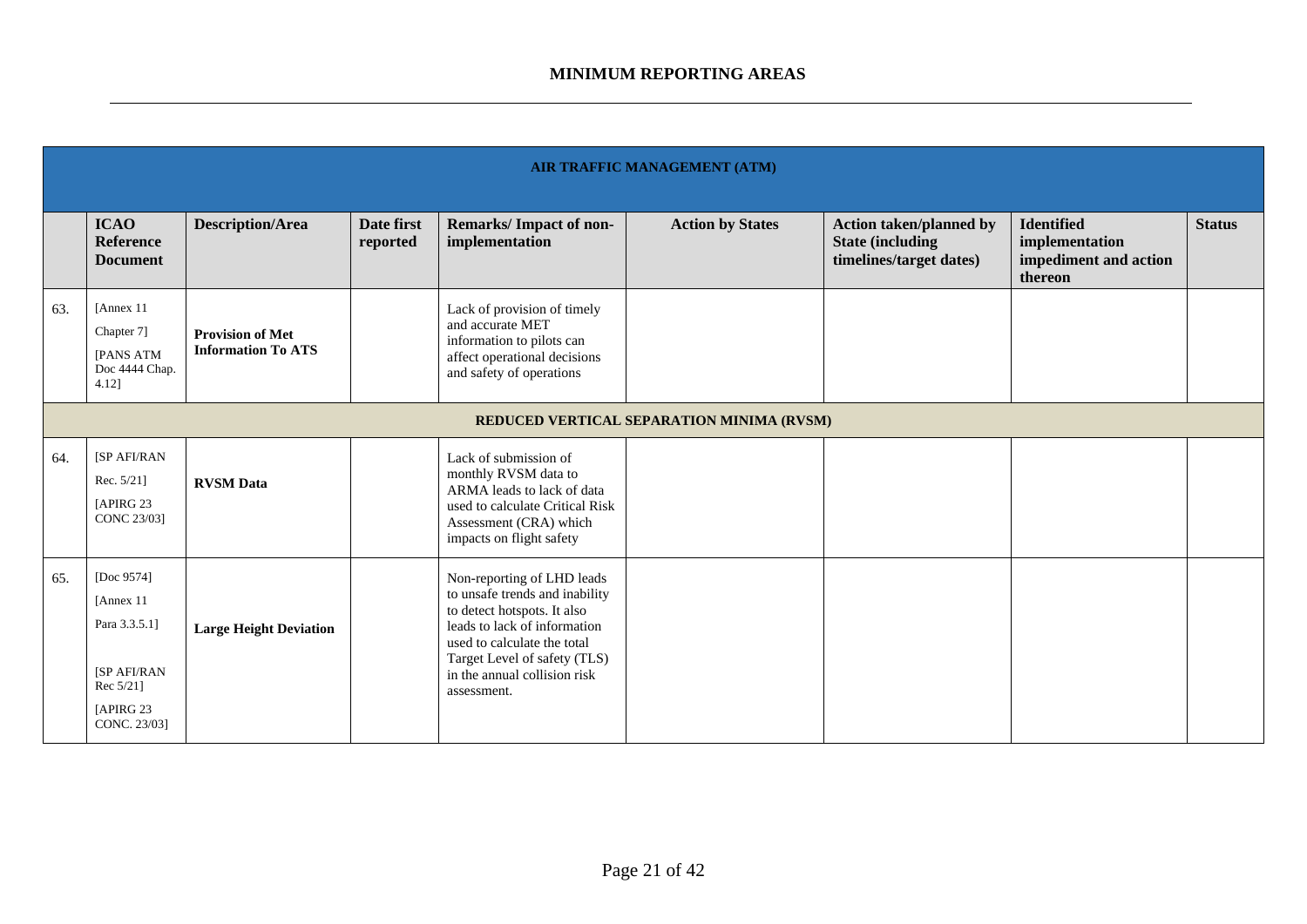## MINIMUM REPORTING AREAS

| | ICAO Reference Document | Description/Area | Date first reported | Remarks/ Impact of non-implementation | Action by States | Action taken/planned by State (including timelines/target dates) | Identified implementation impediment and action thereon | Status |
|---|---|---|---|---|---|---|---|---|
| **AIR TRAFFIC MANAGEMENT (ATM)** | | | | | | | | |
| 63. | [Annex 11 Chapter 7] [PANS ATM Doc 4444 Chap. 4.12] | **Provision of Met Information To ATS** | | Lack of provision of timely and accurate MET information to pilots can affect operational decisions and safety of operations | | | | |
| **REDUCED VERTICAL SEPARATION MINIMA (RVSM)** | | | | | | | | |
| 64. | [SP AFI/RAN Rec. 5/21] [APIRG 23 CONC 23/03] | **RVSM Data** | | Lack of submission of monthly RVSM data to ARMA leads to lack of data used to calculate Critical Risk Assessment (CRA) which impacts on flight safety | | | | |
| 65. | [Doc 9574] [Annex 11 Para 3.3.5.1] [SP AFI/RAN Rec 5/21] [APIRG 23 CONC. 23/03] | **Large Height Deviation** | | Non-reporting of LHD leads to unsafe trends and inability to detect hotspots. It also leads to lack of information used to calculate the total Target Level of safety (TLS) in the annual collision risk assessment. | | | | |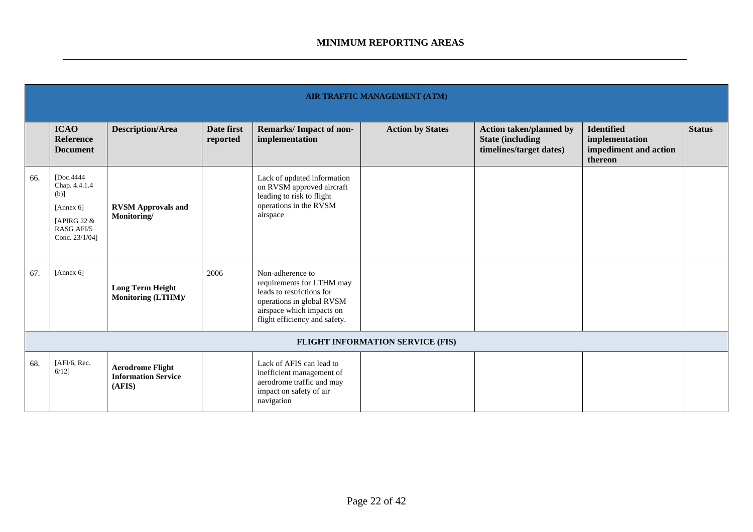# MINIMUM REPORTING AREAS

| | ICAO Reference Document | Description/Area | Date first reported | Remarks/ Impact of non-implementation | Action by States | Action taken/planned by State (including timelines/target dates) | Identified implementation impediment and action thereon | Status |
|---|---|---|---|---|---|---|---|---|
| **AIR TRAFFIC MANAGEMENT (ATM)** | | | | | | | | |
| 66. | [Doc.4444 Chap. 4.4.1.4 (b)] [Annex 6] [APIRG 22 & RASG AFI/5 Conc. 23/1/04] | **RVSM Approvals and Monitoring/** | | Lack of updated information on RVSM approved aircraft leading to risk to flight operations in the RVSM airspace | | | | |
| 67. | [Annex 6] | **Long Term Height Monitoring (LTHM)/** | 2006 | Non-adherence to requirements for LTHM may leads to restrictions for operations in global RVSM airspace which impacts on flight efficiency and safety. | | | | |
| **FLIGHT INFORMATION SERVICE (FIS)** | | | | | | | | |
| 68. | [AFI/6, Rec. 6/12] | **Aerodrome Flight Information Service (AFIS)** | | Lack of AFIS can lead to inefficient management of aerodrome traffic and may impact on safety of air navigation | | | | |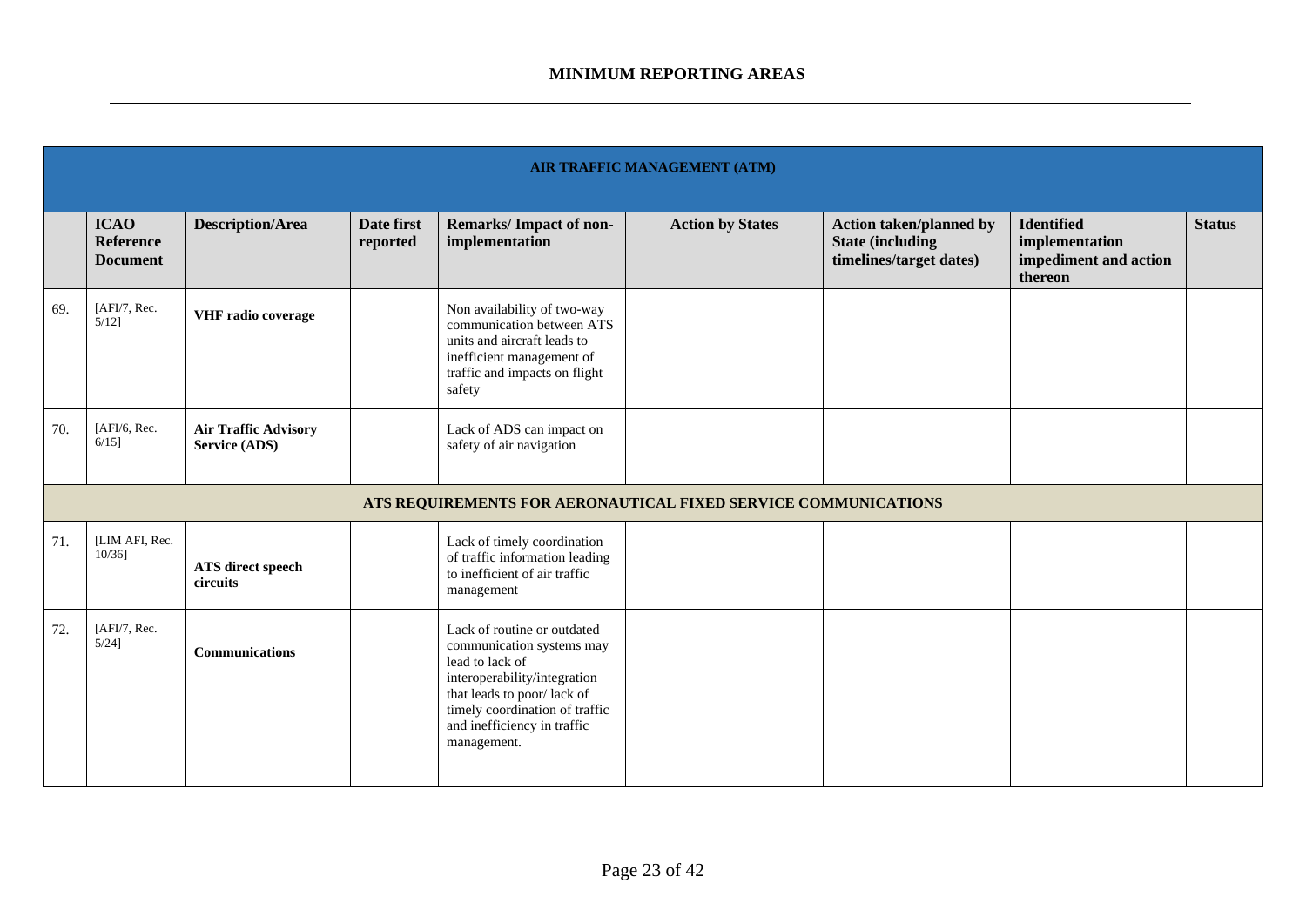## MINIMUM REPORTING AREAS

| AIR TRAFFIC MANAGEMENT (ATM) | | | | | | | | |
|---|---|---|---|---|---|---|---|---|
| | **ICAO Reference Document** | **Description/Area** | **Date first reported** | **Remarks/ Impact of non-implementation** | **Action by States** | **Action taken/planned by State (including timelines/target dates)** | **Identified implementation impediment and action thereon** | **Status** |
| 69. | [AFI/7, Rec. 5/12] | **VHF radio coverage** | | Non availability of two-way communication between ATS units and aircraft leads to inefficient management of traffic and impacts on flight safety | | | | |
| 70. | [AFI/6, Rec. 6/15] | **Air Traffic Advisory Service (ADS)** | | Lack of ADS can impact on safety of air navigation | | | | |
| **ATS REQUIREMENTS FOR AERONAUTICAL FIXED SERVICE COMMUNICATIONS** | | | | | | | | |
| 71. | [LIM AFI, Rec. 10/36] | **ATS direct speech circuits** | | Lack of timely coordination of traffic information leading to inefficient of air traffic management | | | | |
| 72. | [AFI/7, Rec. 5/24] | **Communications** | | Lack of routine or outdated communication systems may lead to lack of interoperability/integration that leads to poor/ lack of timely coordination of traffic and inefficiency in traffic management. | | | | |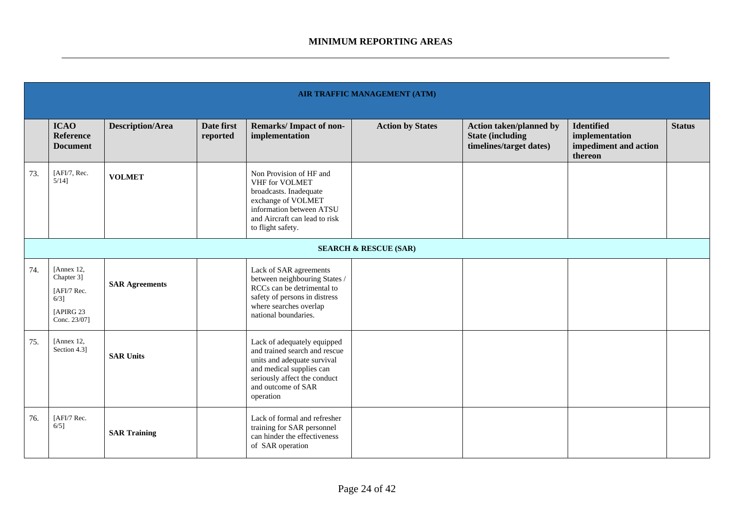## MINIMUM REPORTING AREAS

| | ICAO Reference Document | Description/Area | Date first reported | Remarks/ Impact of non-implementation | Action by States | Action taken/planned by State (including timelines/target dates) | Identified implementation impediment and action thereon | Status |
|---|---|---|---|---|---|---|---|---|
| **AIR TRAFFIC MANAGEMENT (ATM)** | | | | | | | | |
| 73. | [AFI/7, Rec. 5/14] | **VOLMET** | | Non Provision of HF and VHF for VOLMET broadcasts. Inadequate exchange of VOLMET information between ATSU and Aircraft can lead to risk to flight safety. | | | | |
| **SEARCH & RESCUE (SAR)** | | | | | | | | |
| 74. | [Annex 12, Chapter 3] [AFI/7 Rec. 6/3] [APIRG 23 Conc. 23/07] | **SAR Agreements** | | Lack of SAR agreements between neighbouring States / RCCs can be detrimental to safety of persons in distress where searches overlap national boundaries. | | | | |
| 75. | [Annex 12, Section 4.3] | **SAR Units** | | Lack of adequately equipped and trained search and rescue units and adequate survival and medical supplies can seriously affect the conduct and outcome of SAR operation | | | | |
| 76. | [AFI/7 Rec. 6/5] | **SAR Training** | | Lack of formal and refresher training for SAR personnel can hinder the effectiveness of SAR operation | | | | |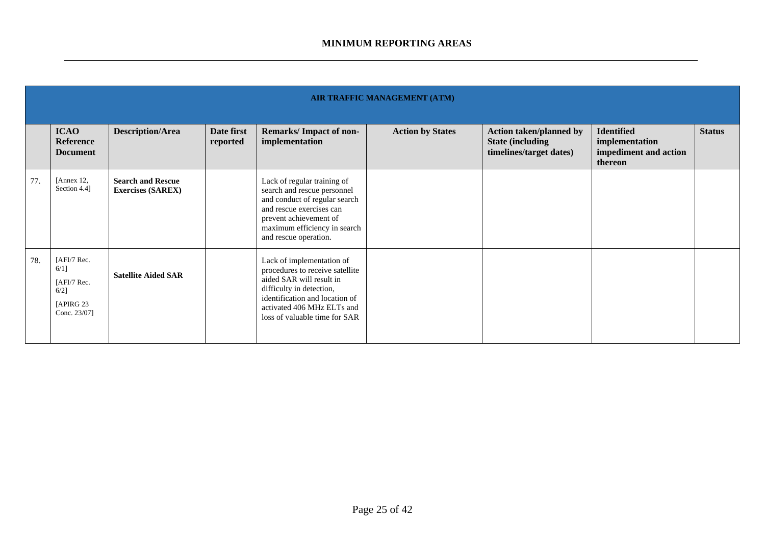## MINIMUM REPORTING AREAS

| AIR TRAFFIC MANAGEMENT (ATM) | | | | | | | | |
|---|---|---|---|---|---|---|---|---|
| | **ICAO Reference Document** | **Description/Area** | **Date first reported** | **Remarks/ Impact of non-implementation** | **Action by States** | **Action taken/planned by State (including timelines/target dates)** | **Identified implementation impediment and action thereon** | **Status** |
| 77. | [Annex 12, Section 4.4] | **Search and Rescue Exercises (SAREX)** | | Lack of regular training of search and rescue personnel and conduct of regular search and rescue exercises can prevent achievement of maximum efficiency in search and rescue operation. | | | | |
| 78. | [AFI/7 Rec. 6/1] [AFI/7 Rec. 6/2] [APIRG 23 Conc. 23/07] | **Satellite Aided SAR** | | Lack of implementation of procedures to receive satellite aided SAR will result in difficulty in detection, identification and location of activated 406 MHz ELTs and loss of valuable time for SAR | | | | |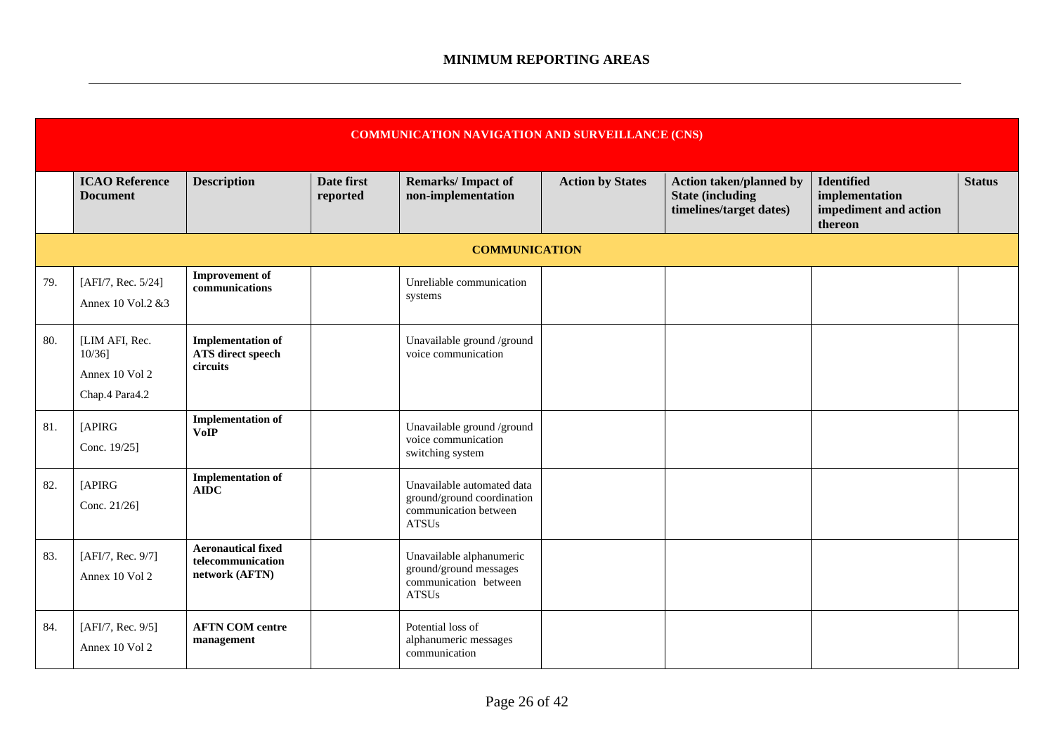## MINIMUM REPORTING AREAS

| | ICAO Reference Document | Description | Date first reported | Remarks/ Impact of non-implementation | Action by States | Action taken/planned by State (including timelines/target dates) | Identified implementation impediment and action thereon | Status |
|---|---|---|---|---|---|---|---|---|
| **COMMUNICATION NAVIGATION AND SURVEILLANCE (CNS)** | | | | | | | | |
| **COMMUNICATION** | | | | | | | | |
| 79. | [AFI/7, Rec. 5/24] Annex 10 Vol.2 &3 | **Improvement of communications** | | Unreliable communication systems | | | | |
| 80. | [LIM AFI, Rec. 10/36] Annex 10 Vol 2 Chap.4 Para4.2 | **Implementation of ATS direct speech circuits** | | Unavailable ground /ground voice communication | | | | |
| 81. | [APIRG Conc. 19/25] | **Implementation of VoIP** | | Unavailable ground /ground voice communication switching system | | | | |
| 82. | [APIRG Conc. 21/26] | **Implementation of AIDC** | | Unavailable automated data ground/ground coordination communication between ATSUs | | | | |
| 83. | [AFI/7, Rec. 9/7] Annex 10 Vol 2 | **Aeronautical fixed telecommunication network (AFTN)** | | Unavailable alphanumeric ground/ground messages communication between ATSUs | | | | |
| 84. | [AFI/7, Rec. 9/5] Annex 10 Vol 2 | **AFTN COM centre management** | | Potential loss of alphanumeric messages communication | | | | |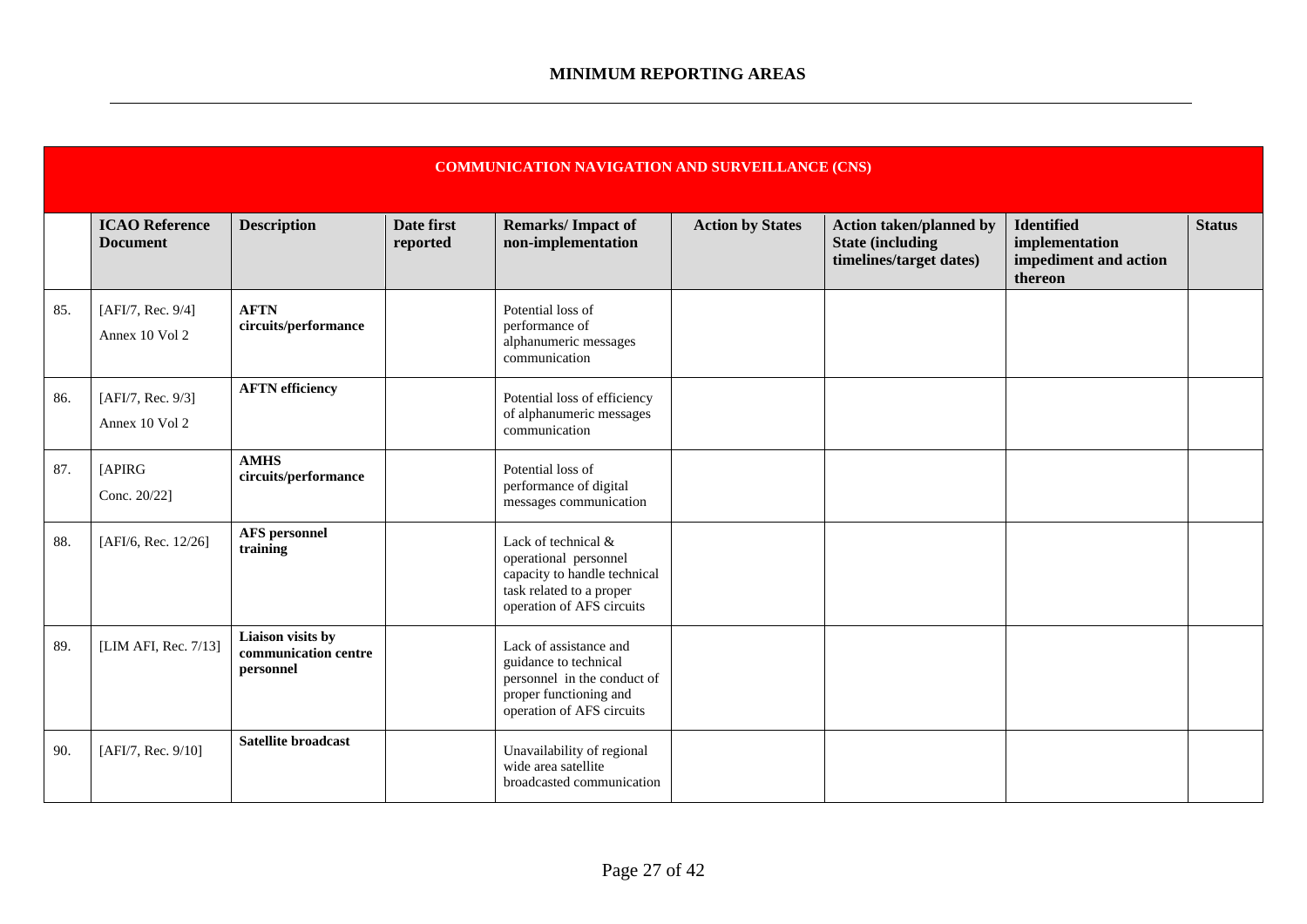# MINIMUM REPORTING AREAS

| COMMUNICATION NAVIGATION AND SURVEILLANCE (CNS) | | | | | | | | |
|---|---|---|---|---|---|---|---|---|
| | **ICAO Reference Document** | **Description** | **Date first reported** | **Remarks/ Impact of non-implementation** | **Action by States** | **Action taken/planned by State (including timelines/target dates)** | **Identified implementation impediment and action thereon** | **Status** |
| 85. | [AFI/7, Rec. 9/4] Annex 10 Vol 2 | **AFTN circuits/performance** | | Potential loss of performance of alphanumeric messages communication | | | | |
| 86. | [AFI/7, Rec. 9/3] Annex 10 Vol 2 | **AFTN efficiency** | | Potential loss of efficiency of alphanumeric messages communication | | | | |
| 87. | [APIRG Conc. 20/22] | **AMHS circuits/performance** | | Potential loss of performance of digital messages communication | | | | |
| 88. | [AFI/6, Rec. 12/26] | **AFS personnel training** | | Lack of technical & operational personnel capacity to handle technical task related to a proper operation of AFS circuits | | | | |
| 89. | [LIM AFI, Rec. 7/13] | **Liaison visits by communication centre personnel** | | Lack of assistance and guidance to technical personnel in the conduct of proper functioning and operation of AFS circuits | | | | |
| 90. | [AFI/7, Rec. 9/10] | **Satellite broadcast** | | Unavailability of regional wide area satellite broadcasted communication | | | | |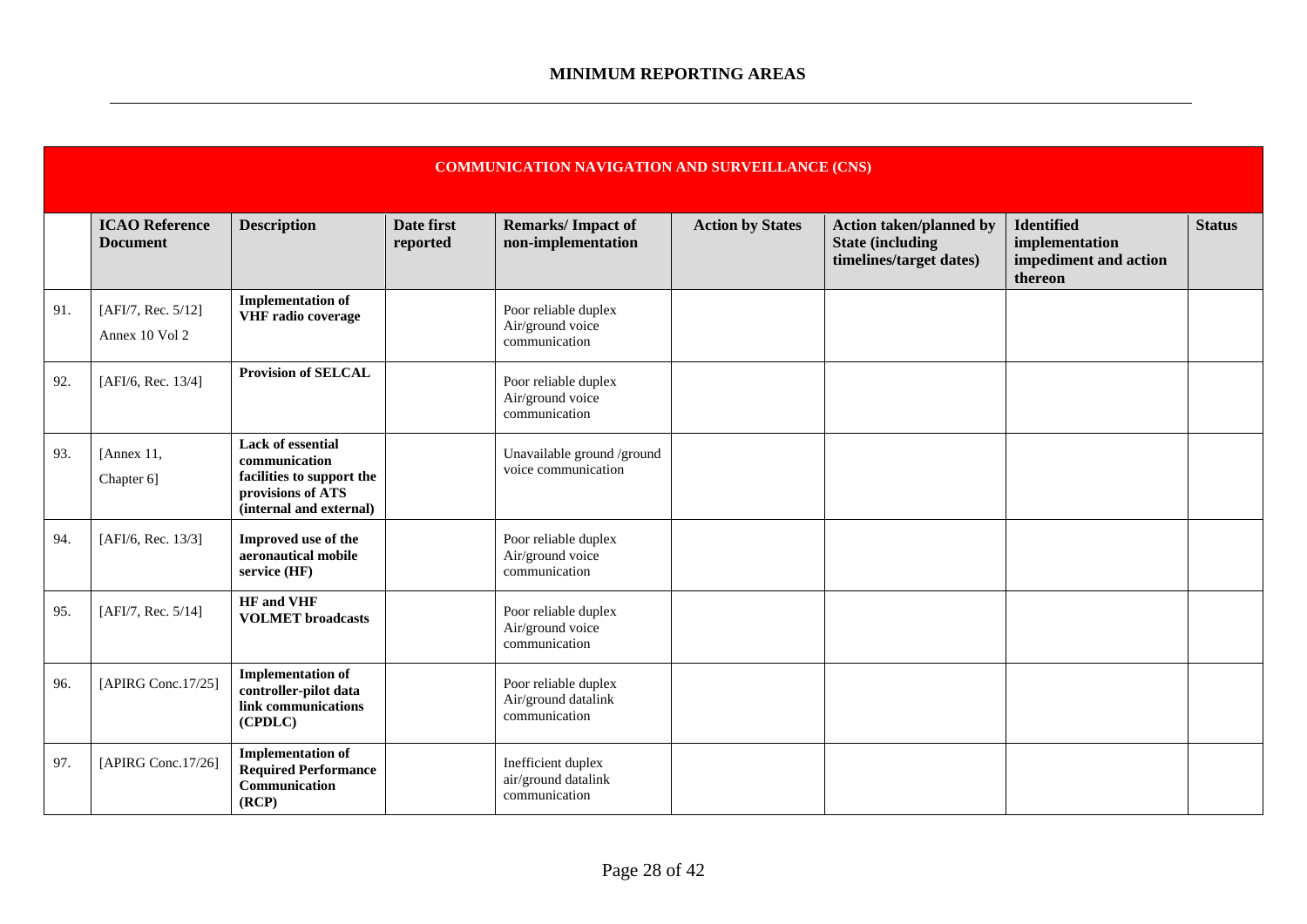# MINIMUM REPORTING AREAS

| COMMUNICATION NAVIGATION AND SURVEILLANCE (CNS) | | | | | | | | |
|---|---|---|---|---|---|---|---|---|
| | **ICAO Reference Document** | **Description** | **Date first reported** | **Remarks/ Impact of non-implementation** | **Action by States** | **Action taken/planned by State (including timelines/target dates)** | **Identified implementation impediment and action thereon** | **Status** |
| 91. | [AFI/7, Rec. 5/12] Annex 10 Vol 2 | **Implementation of VHF radio coverage** | | Poor reliable duplex Air/ground voice communication | | | | |
| 92. | [AFI/6, Rec. 13/4] | **Provision of SELCAL** | | Poor reliable duplex Air/ground voice communication | | | | |
| 93. | [Annex 11, Chapter 6] | **Lack of essential communication facilities to support the provisions of ATS (internal and external)** | | Unavailable ground /ground voice communication | | | | |
| 94. | [AFI/6, Rec. 13/3] | **Improved use of the aeronautical mobile service (HF)** | | Poor reliable duplex Air/ground voice communication | | | | |
| 95. | [AFI/7, Rec. 5/14] | **HF and VHF VOLMET broadcasts** | | Poor reliable duplex Air/ground voice communication | | | | |
| 96. | [APIRG Conc.17/25] | **Implementation of controller-pilot data link communications (CPDLC)** | | Poor reliable duplex Air/ground datalink communication | | | | |
| 97. | [APIRG Conc.17/26] | **Implementation of Required Performance Communication (RCP)** | | Inefficient duplex air/ground datalink communication | | | | |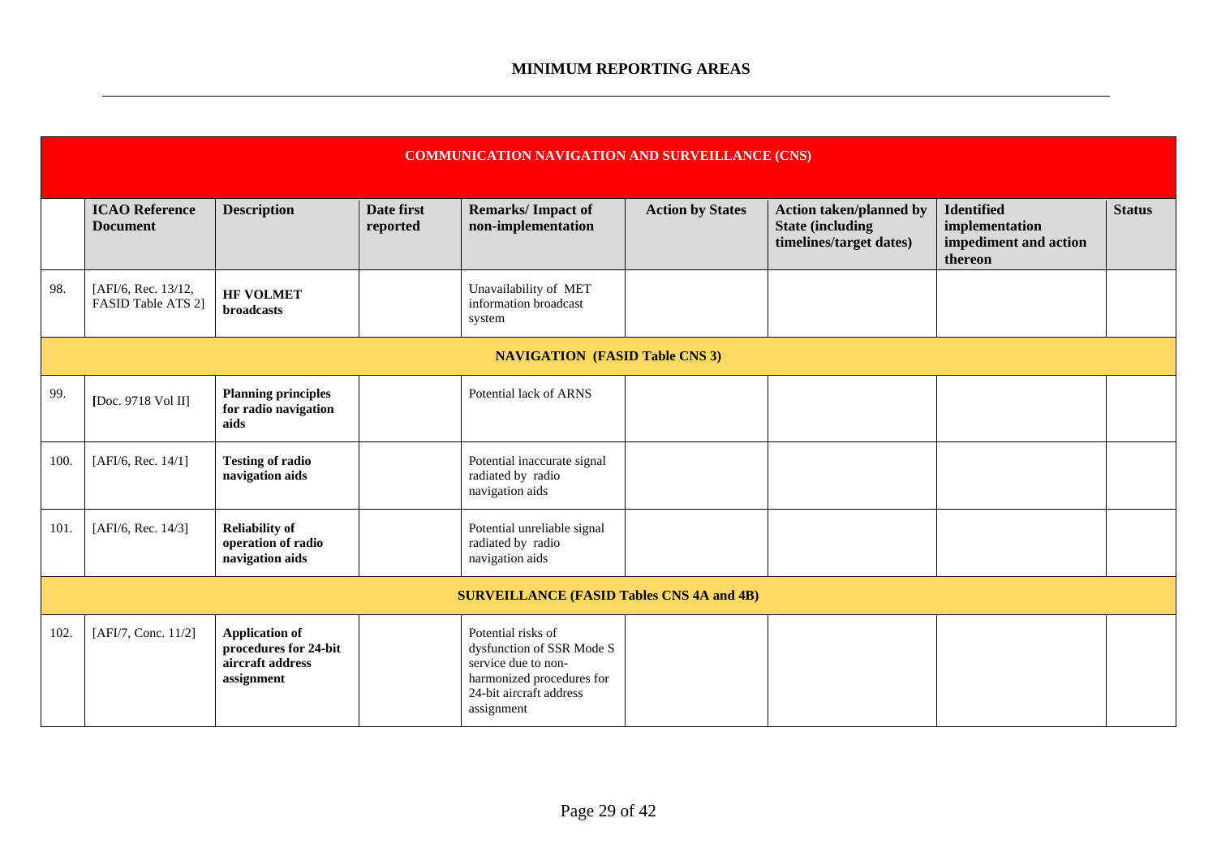## MINIMUM REPORTING AREAS

| COMMUNICATION NAVIGATION AND SURVEILLANCE (CNS) | | | | | | | | |
|---|---|---|---|---|---|---|---|---|
| | **ICAO Reference Document** | **Description** | **Date first reported** | **Remarks/ Impact of non-implementation** | **Action by States** | **Action taken/planned by State (including timelines/target dates)** | **Identified implementation impediment and action thereon** | **Status** |
| 98. | [AFI/6, Rec. 13/12, FASID Table ATS 2] | **HF VOLMET broadcasts** | | Unavailability of MET information broadcast system | | | | |
| **NAVIGATION (FASID Table CNS 3)** | | | | | | | | |
| 99. | [Doc. 9718 Vol II] | **Planning principles for radio navigation aids** | | Potential lack of ARNS | | | | |
| 100. | [AFI/6, Rec. 14/1] | **Testing of radio navigation aids** | | Potential inaccurate signal radiated by radio navigation aids | | | | |
| 101. | [AFI/6, Rec. 14/3] | **Reliability of operation of radio navigation aids** | | Potential unreliable signal radiated by radio navigation aids | | | | |
| **SURVEILLANCE (FASID Tables CNS 4A and 4B)** | | | | | | | | |
| 102. | [AFI/7, Conc. 11/2] | **Application of procedures for 24-bit aircraft address assignment** | | Potential risks of dysfunction of SSR Mode S service due to non-harmonized procedures for 24-bit aircraft address assignment | | | | |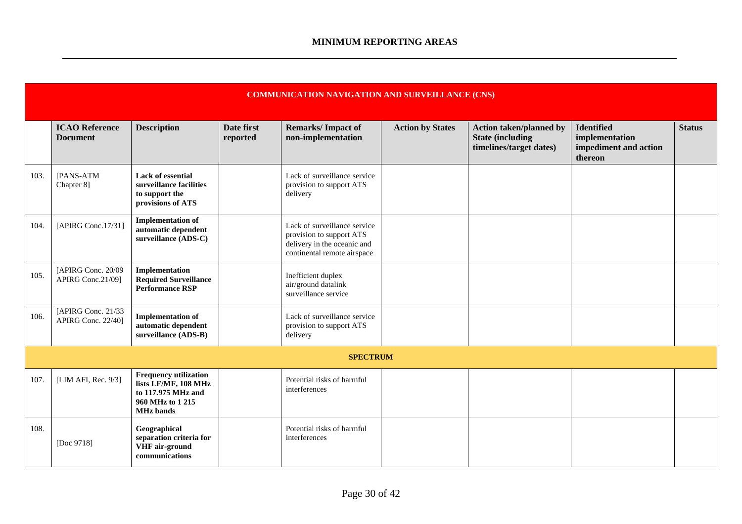## MINIMUM REPORTING AREAS

| | ICAO Reference Document | Description | Date first reported | Remarks/ Impact of non-implementation | Action by States | Action taken/planned by State (including timelines/target dates) | Identified implementation impediment and action thereon | Status |
|---|---|---|---|---|---|---|---|---|
| **COMMUNICATION NAVIGATION AND SURVEILLANCE (CNS)** | | | | | | | | |
| 103. | [PANS-ATM Chapter 8] | **Lack of essential surveillance facilities to support the provisions of ATS** | | Lack of surveillance service provision to support ATS delivery | | | | |
| 104. | [APIRG Conc.17/31] | **Implementation of automatic dependent surveillance (ADS-C)** | | Lack of surveillance service provision to support ATS delivery in the oceanic and continental remote airspace | | | | |
| 105. | [APIRG Conc. 20/09 APIRG Conc.21/09] | **Implementation Required Surveillance Performance RSP** | | Inefficient duplex air/ground datalink surveillance service | | | | |
| 106. | [APIRG Conc. 21/33 APIRG Conc. 22/40] | **Implementation of automatic dependent surveillance (ADS-B)** | | Lack of surveillance service provision to support ATS delivery | | | | |
| **SPECTRUM** | | | | | | | | |
| 107. | [LIM AFI, Rec. 9/3] | **Frequency utilization lists LF/MF, 108 MHz to 117.975 MHz and 960 MHz to 1 215 MHz bands** | | Potential risks of harmful interferences | | | | |
| 108. | [Doc 9718] | **Geographical separation criteria for VHF air-ground communications** | | Potential risks of harmful interferences | | | | |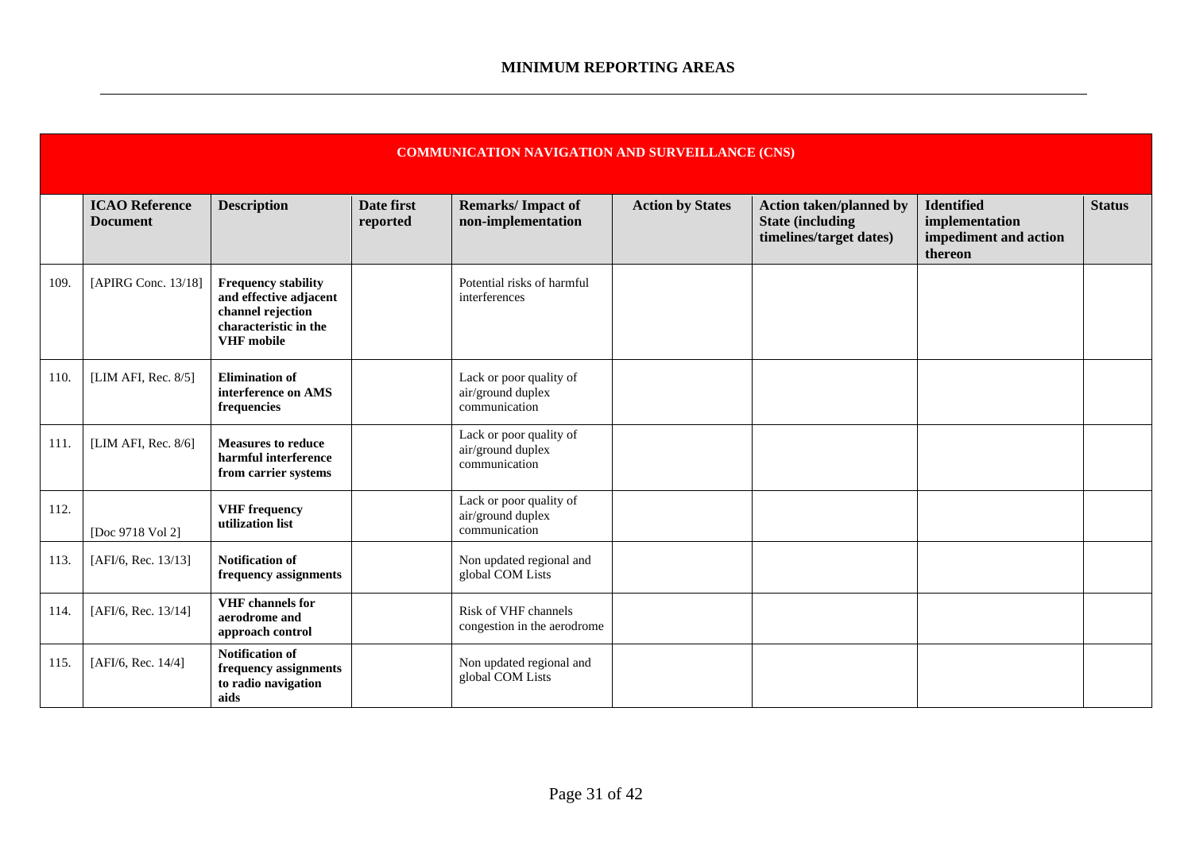## MINIMUM REPORTING AREAS

| COMMUNICATION NAVIGATION AND SURVEILLANCE (CNS) | | | | | | | | |
|---|---|---|---|---|---|---|---|---|
| | **ICAO Reference Document** | **Description** | **Date first reported** | **Remarks/ Impact of non-implementation** | **Action by States** | **Action taken/planned by State (including timelines/target dates)** | **Identified implementation impediment and action thereon** | **Status** |
| 109. | [APIRG Conc. 13/18] | **Frequency stability and effective adjacent channel rejection characteristic in the VHF mobile** | | Potential risks of harmful interferences | | | | |
| 110. | [LIM AFI, Rec. 8/5] | **Elimination of interference on AMS frequencies** | | Lack or poor quality of air/ground duplex communication | | | | |
| 111. | [LIM AFI, Rec. 8/6] | **Measures to reduce harmful interference from carrier systems** | | Lack or poor quality of air/ground duplex communication | | | | |
| 112. | [Doc 9718 Vol 2] | **VHF frequency utilization list** | | Lack or poor quality of air/ground duplex communication | | | | |
| 113. | [AFI/6, Rec. 13/13] | **Notification of frequency assignments** | | Non updated regional and global COM Lists | | | | |
| 114. | [AFI/6, Rec. 13/14] | **VHF channels for aerodrome and approach control** | | Risk of VHF channels congestion in the aerodrome | | | | |
| 115. | [AFI/6, Rec. 14/4] | **Notification of frequency assignments to radio navigation aids** | | Non updated regional and global COM Lists | | | | |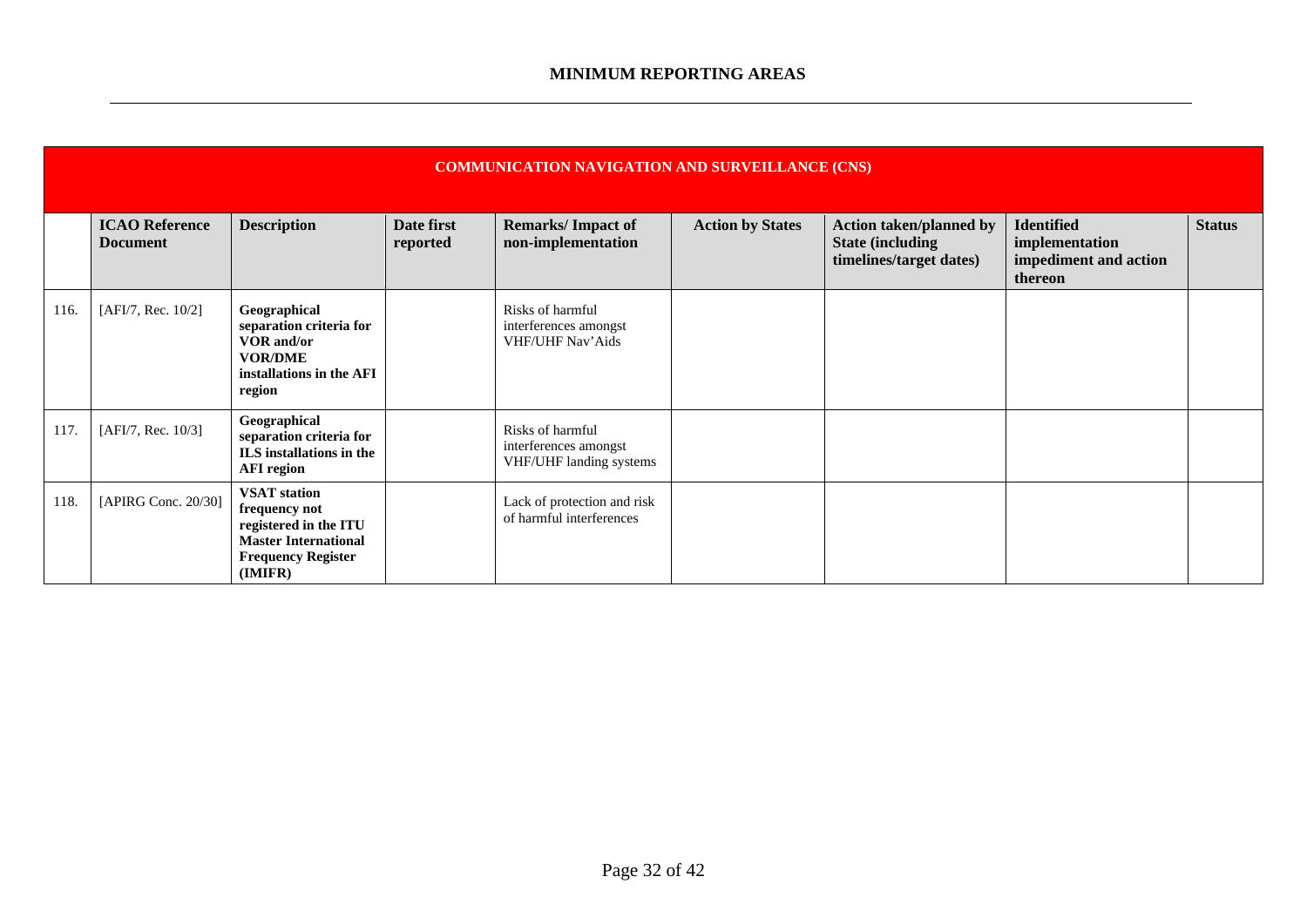# MINIMUM REPORTING AREAS

| COMMUNICATION NAVIGATION AND SURVEILLANCE (CNS) | | | | | | | | |
|---|---|---|---|---|---|---|---|---|
| | **ICAO Reference Document** | **Description** | **Date first reported** | **Remarks/ Impact of non-implementation** | **Action by States** | **Action taken/planned by State (including timelines/target dates)** | **Identified implementation impediment and action thereon** | **Status** |
| 116. | [AFI/7, Rec. 10/2] | **Geographical separation criteria for VOR and/or VOR/DME installations in the AFI region** | | Risks of harmful interferences amongst VHF/UHF Nav'Aids | | | | |
| 117. | [AFI/7, Rec. 10/3] | **Geographical separation criteria for ILS installations in the AFI region** | | Risks of harmful interferences amongst VHF/UHF landing systems | | | | |
| 118. | [APIRG Conc. 20/30] | **VSAT station frequency not registered in the ITU Master International Frequency Register (IMIFR)** | | Lack of protection and risk of harmful interferences | | | | |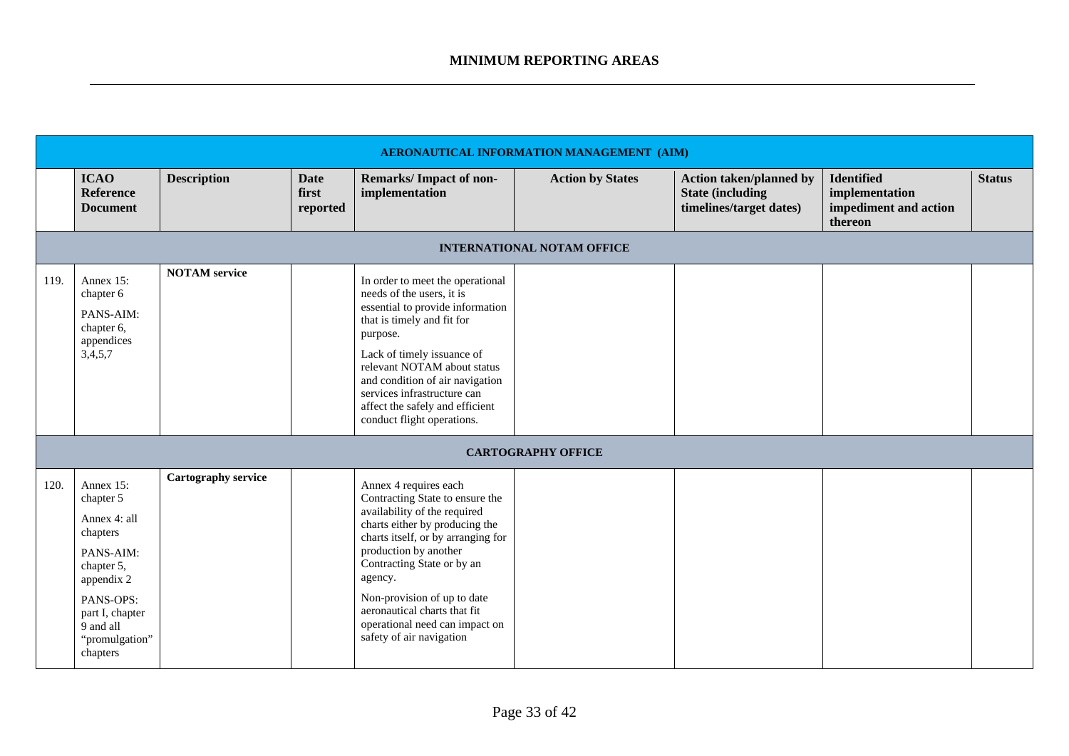## MINIMUM REPORTING AREAS

| | ICAO Reference Document | Description | Date first reported | Remarks/ Impact of non-implementation | Action by States | Action taken/planned by State (including timelines/target dates) | Identified implementation impediment and action thereon | Status |
|---|---|---|---|---|---|---|---|---|
| **AERONAUTICAL INFORMATION MANAGEMENT (AIM)** | | | | | | | | |
| **INTERNATIONAL NOTAM OFFICE** | | | | | | | | |
| 119. | Annex 15: chapter 6<br><br>PANS-AIM: chapter 6, appendices 3,4,5,7 | **NOTAM service** | | In order to meet the operational needs of the users, it is essential to provide information that is timely and fit for purpose.<br><br>Lack of timely issuance of relevant NOTAM about status and condition of air navigation services infrastructure can affect the safely and efficient conduct flight operations. | | | | |
| **CARTOGRAPHY OFFICE** | | | | | | | | |
| 120. | Annex 15: chapter 5<br><br>Annex 4: all chapters<br><br>PANS-AIM: chapter 5, appendix 2<br><br>PANS-OPS: part I, chapter 9 and all "promulgation" chapters | **Cartography service** | | Annex 4 requires each Contracting State to ensure the availability of the required charts either by producing the charts itself, or by arranging for production by another Contracting State or by an agency.<br><br>Non-provision of up to date aeronautical charts that fit operational need can impact on safety of air navigation | | | | |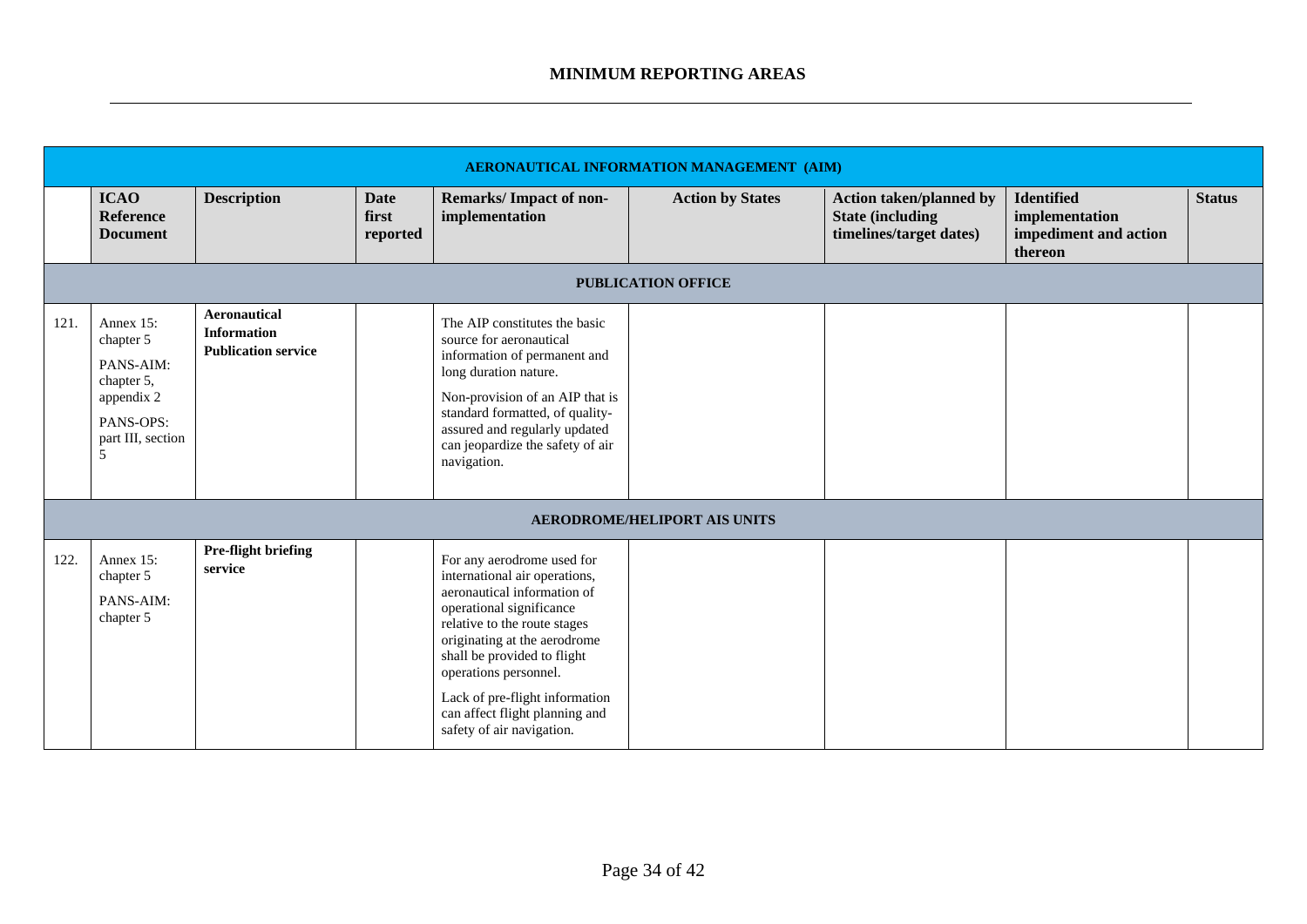# MINIMUM REPORTING AREAS

| | ICAO Reference Document | Description | Date first reported | Remarks/ Impact of non-implementation | Action by States | Action taken/planned by State (including timelines/target dates) | Identified implementation impediment and action thereon | Status |
|---|---|---|---|---|---|---|---|---|
| **AERONAUTICAL INFORMATION MANAGEMENT (AIM)** | | | | | | | | |
| **PUBLICATION OFFICE** | | | | | | | | |
| 121. | Annex 15: chapter 5<br>PANS-AIM: chapter 5, appendix 2<br>PANS-OPS: part III, section 5 | **Aeronautical Information Publication service** | | The AIP constitutes the basic source for aeronautical information of permanent and long duration nature.<br>Non-provision of an AIP that is standard formatted, of quality-assured and regularly updated can jeopardize the safety of air navigation. | | | | |
| **AERODROME/HELIPORT AIS UNITS** | | | | | | | | |
| 122. | Annex 15: chapter 5<br>PANS-AIM: chapter 5 | **Pre-flight briefing service** | | For any aerodrome used for international air operations, aeronautical information of operational significance relative to the route stages originating at the aerodrome shall be provided to flight operations personnel.<br>Lack of pre-flight information can affect flight planning and safety of air navigation. | | | | |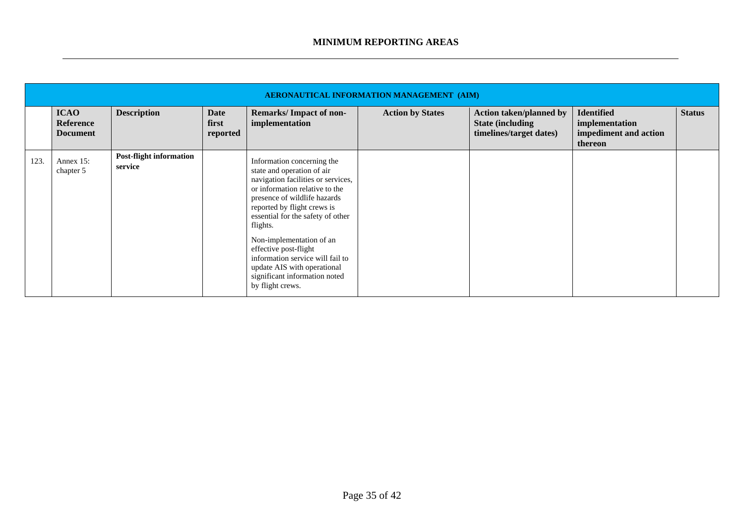## MINIMUM REPORTING AREAS

| AERONAUTICAL INFORMATION MANAGEMENT (AIM) | | | | | | | | |
|---|---|---|---|---|---|---|---|---|
| | **ICAO Reference Document** | **Description** | **Date first reported** | **Remarks/ Impact of non-implementation** | **Action by States** | **Action taken/planned by State (including timelines/target dates)** | **Identified implementation impediment and action thereon** | **Status** |
| 123. | Annex 15: chapter 5 | **Post-flight information service** | | Information concerning the state and operation of air navigation facilities or services, or information relative to the presence of wildlife hazards reported by flight crews is essential for the safety of other flights.<br><br>Non-implementation of an effective post-flight information service will fail to update AIS with operational significant information noted by flight crews. | | | | |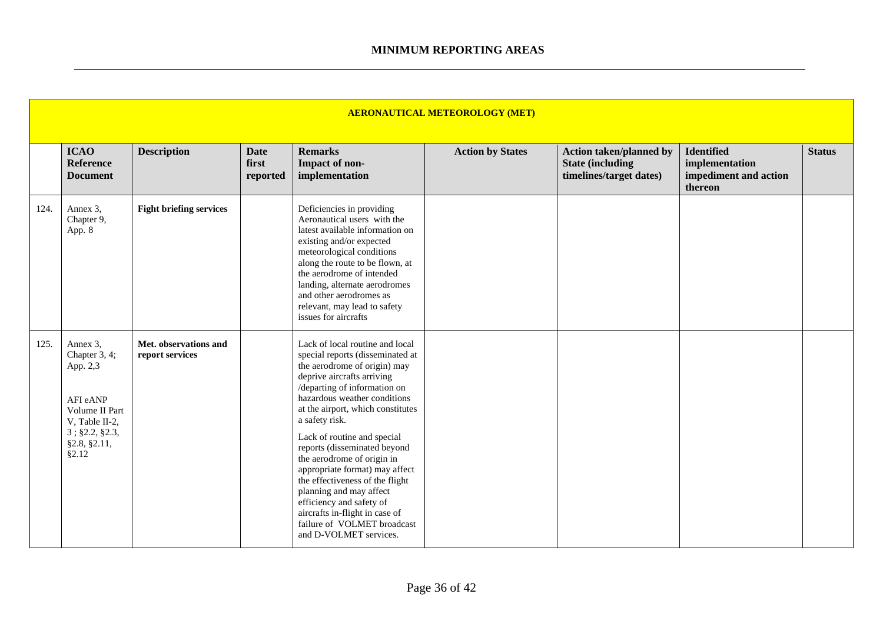## MINIMUM REPORTING AREAS

| AERONAUTICAL METEOROLOGY (MET) | | | | | | | | |
|---|---|---|---|---|---|---|---|---|
| | **ICAO Reference Document** | **Description** | **Date first reported** | **Remarks Impact of non-implementation** | **Action by States** | **Action taken/planned by State (including timelines/target dates)** | **Identified implementation impediment and action thereon** | **Status** |
| 124. | Annex 3, Chapter 9, App. 8 | **Fight briefing services** | | Deficiencies in providing Aeronautical users with the latest available information on existing and/or expected meteorological conditions along the route to be flown, at the aerodrome of intended landing, alternate aerodromes and other aerodromes as relevant, may lead to safety issues for aircrafts | | | | |
| 125. | Annex 3, Chapter 3, 4; App. 2,3<br><br>AFI eANP Volume II Part V, Table II-2, 3 ; §2.2, §2.3, §2.8, §2.11, §2.12 | **Met. observations and report services** | | Lack of local routine and local special reports (disseminated at the aerodrome of origin) may deprive aircrafts arriving /departing of information on hazardous weather conditions at the airport, which constitutes a safety risk.<br><br>Lack of routine and special reports (disseminated beyond the aerodrome of origin in appropriate format) may affect the effectiveness of the flight planning and may affect efficiency and safety of aircrafts in-flight in case of failure of VOLMET broadcast and D-VOLMET services. | | | | |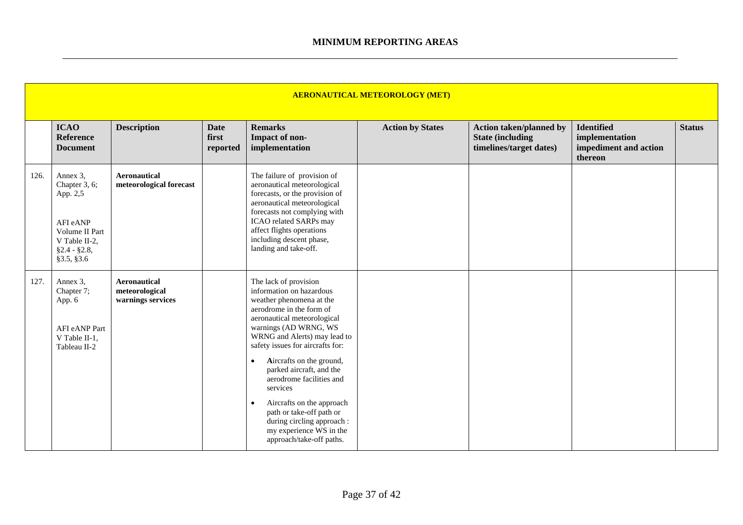# MINIMUM REPORTING AREAS

| AERONAUTICAL METEOROLOGY (MET) | | | | | | | | |
|---|---|---|---|---|---|---|---|---|
| | **ICAO Reference Document** | **Description** | **Date first reported** | **Remarks Impact of non-implementation** | **Action by States** | **Action taken/planned by State (including timelines/target dates)** | **Identified implementation impediment and action thereon** | **Status** |
| 126. | Annex 3, Chapter 3, 6; App. 2,5<br><br>AFI eANP Volume II Part V Table II-2, §2.4 - §2.8, §3.5, §3.6 | **Aeronautical meteorological forecast** | | The failure of provision of aeronautical meteorological forecasts, or the provision of aeronautical meteorological forecasts not complying with ICAO related SARPs may affect flights operations including descent phase, landing and take-off. | | | | |
| 127. | Annex 3, Chapter 7; App. 6<br><br>AFI eANP Part V Table II-1, Tableau II-2 | **Aeronautical meteorological warnings services** | | The lack of provision information on hazardous weather phenomena at the aerodrome in the form of aeronautical meteorological warnings (AD WRNG, WS WRNG and Alerts) may lead to safety issues for aircrafts for:<br><br>• **A**ircrafts on the ground, parked aircraft, and the aerodrome facilities and services<br>• Aircrafts on the approach path or take-off path or during circling approach : my experience WS in the approach/take-off paths. | | | | |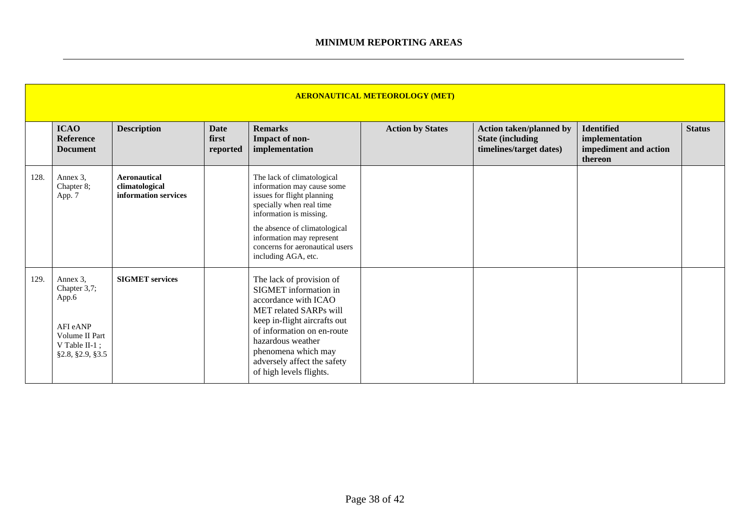## MINIMUM REPORTING AREAS

| AERONAUTICAL METEOROLOGY (MET) | | | | | | | | |
|---|---|---|---|---|---|---|---|---|
| | **ICAO Reference Document** | **Description** | **Date first reported** | **Remarks Impact of non-implementation** | **Action by States** | **Action taken/planned by State (including timelines/target dates)** | **Identified implementation impediment and action thereon** | **Status** |
| 128. | Annex 3, Chapter 8; App. 7 | **Aeronautical climatological information services** | | The lack of climatological information may cause some issues for flight planning specially when real time information is missing. the absence of climatological information may represent concerns for aeronautical users including AGA, etc. | | | | |
| 129. | Annex 3, Chapter 3,7; App.6 AFI eANP Volume II Part V Table II-1 ; §2.8, §2.9, §3.5 | **SIGMET services** | | The lack of provision of SIGMET information in accordance with ICAO MET related SARPs will keep in-flight aircrafts out of information on en-route hazardous weather phenomena which may adversely affect the safety of high levels flights. | | | | |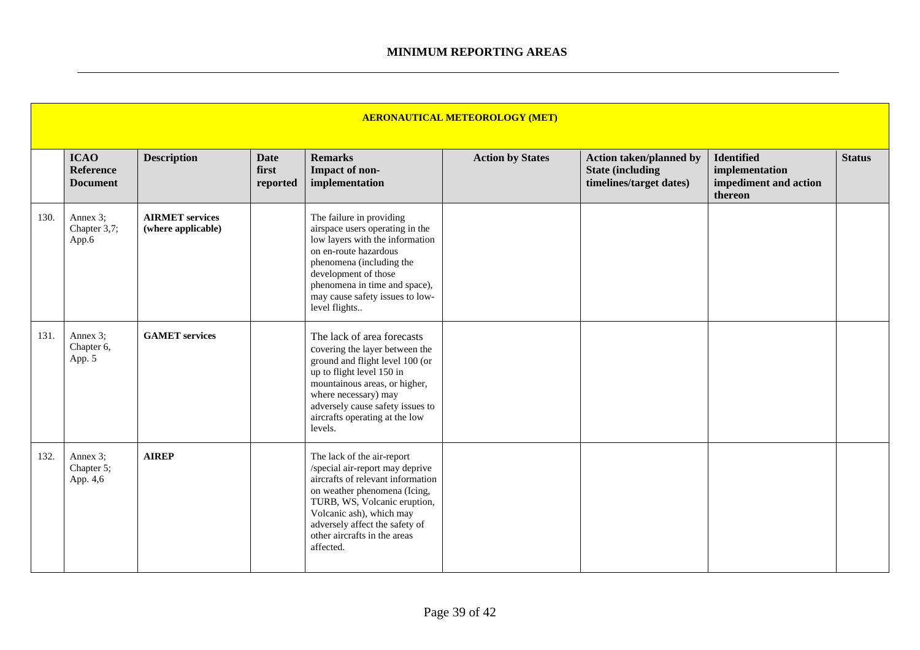## MINIMUM REPORTING AREAS

| AERONAUTICAL METEOROLOGY (MET) | | | | | | | | |
|---|---|---|---|---|---|---|---|---|
| | **ICAO Reference Document** | **Description** | **Date first reported** | **Remarks Impact of non-implementation** | **Action by States** | **Action taken/planned by State (including timelines/target dates)** | **Identified implementation impediment and action thereon** | **Status** |
| 130. | Annex 3; Chapter 3,7; App.6 | **AIRMET services (where applicable)** | | The failure in providing airspace users operating in the low layers with the information on en-route hazardous phenomena (including the development of those phenomena in time and space), may cause safety issues to low-level flights.. | | | | |
| 131. | Annex 3; Chapter 6, App. 5 | **GAMET services** | | The lack of area forecasts covering the layer between the ground and flight level 100 (or up to flight level 150 in mountainous areas, or higher, where necessary) may adversely cause safety issues to aircrafts operating at the low levels. | | | | |
| 132. | Annex 3; Chapter 5; App. 4,6 | **AIREP** | | The lack of the air-report /special air-report may deprive aircrafts of relevant information on weather phenomena (Icing, TURB, WS, Volcanic eruption, Volcanic ash), which may adversely affect the safety of other aircrafts in the areas affected. | | | | |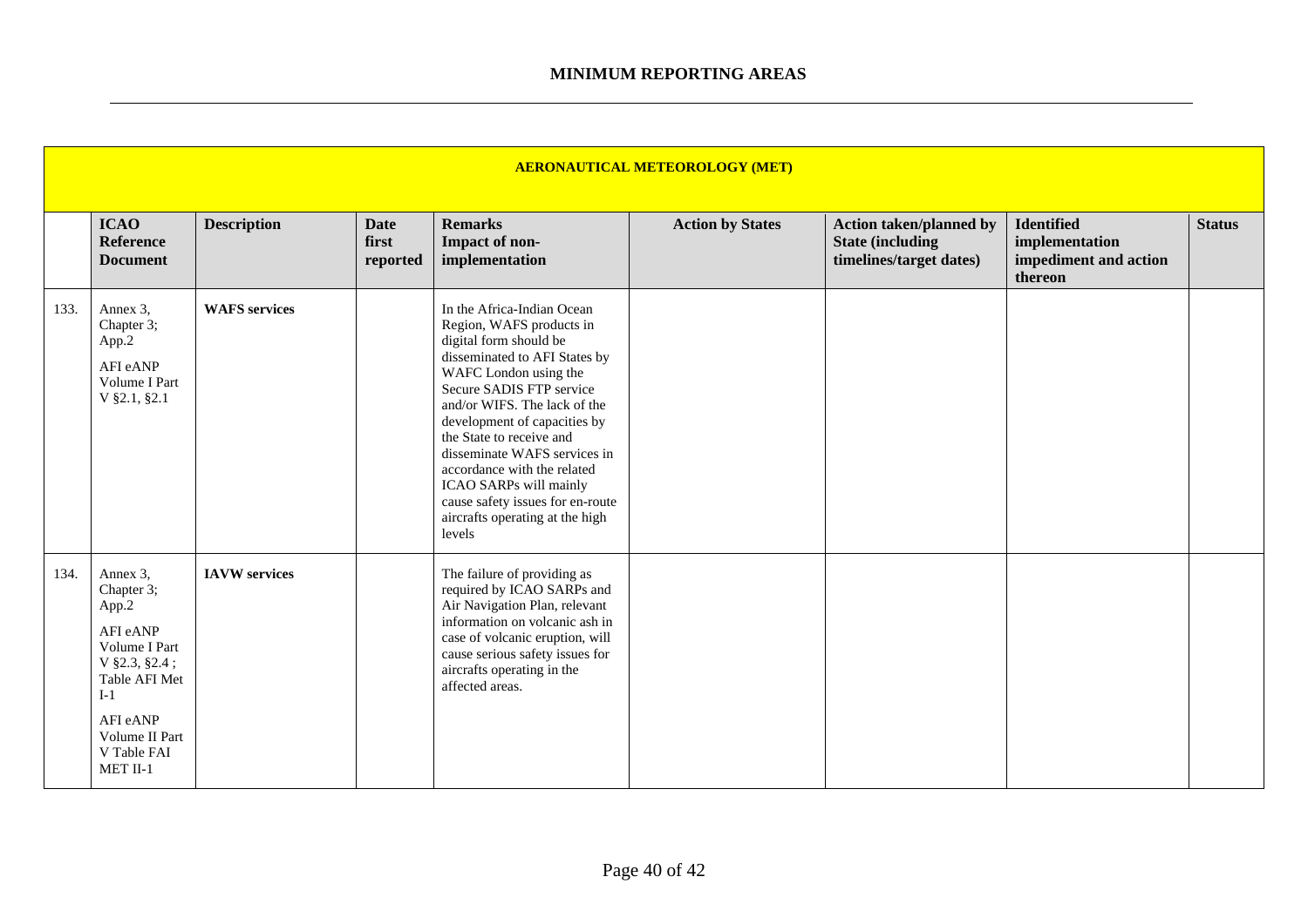# MINIMUM REPORTING AREAS

| AERONAUTICAL METEOROLOGY (MET) | | | | | | | | |
|---|---|---|---|---|---|---|---|---|
| | **ICAO Reference Document** | **Description** | **Date first reported** | **Remarks Impact of non-implementation** | **Action by States** | **Action taken/planned by State (including timelines/target dates)** | **Identified implementation impediment and action thereon** | **Status** |
| 133. | Annex 3, Chapter 3; App.2 AFI eANP Volume I Part V §2.1, §2.1 | **WAFS services** | | In the Africa-Indian Ocean Region, WAFS products in digital form should be disseminated to AFI States by WAFC London using the Secure SADIS FTP service and/or WIFS. The lack of the development of capacities by the State to receive and disseminate WAFS services in accordance with the related ICAO SARPs will mainly cause safety issues for en-route aircrafts operating at the high levels | | | | |
| 134. | Annex 3, Chapter 3; App.2 AFI eANP Volume I Part V §2.3, §2.4 ; Table AFI Met I-1 AFI eANP Volume II Part V Table FAI MET II-1 | **IAVW services** | | The failure of providing as required by ICAO SARPs and Air Navigation Plan, relevant information on volcanic ash in case of volcanic eruption, will cause serious safety issues for aircrafts operating in the affected areas. | | | | |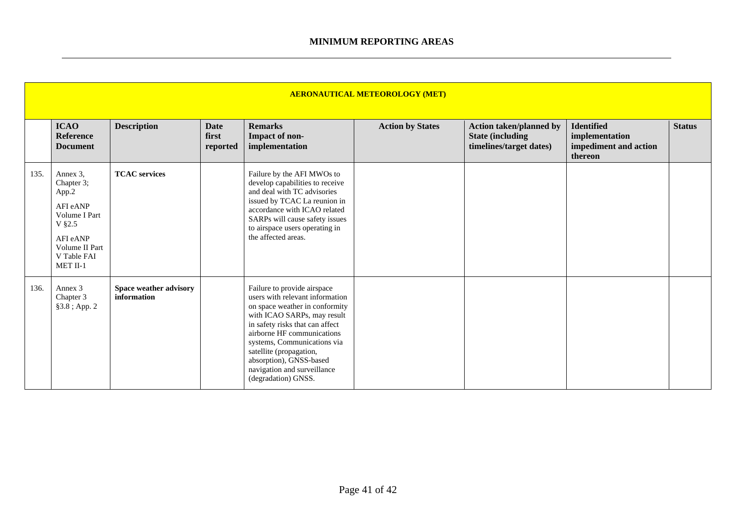## MINIMUM REPORTING AREAS

| AERONAUTICAL METEOROLOGY (MET) | | | | | | | | |
|---|---|---|---|---|---|---|---|---|
| | **ICAO Reference Document** | **Description** | **Date first reported** | **Remarks Impact of non-implementation** | **Action by States** | **Action taken/planned by State (including timelines/target dates)** | **Identified implementation impediment and action thereon** | **Status** |
| 135. | Annex 3, Chapter 3; App.2<br>AFI eANP Volume I Part V §2.5<br>AFI eANP Volume II Part V Table FAI MET II-1 | **TCAC services** | | Failure by the AFI MWOs to develop capabilities to receive and deal with TC advisories issued by TCAC La reunion in accordance with ICAO related SARPs will cause safety issues to airspace users operating in the affected areas. | | | | |
| 136. | Annex 3 Chapter 3 §3.8 ; App. 2 | **Space weather advisory information** | | Failure to provide airspace users with relevant information on space weather in conformity with ICAO SARPs, may result in safety risks that can affect airborne HF communications systems, Communications via satellite (propagation, absorption), GNSS-based navigation and surveillance (degradation) GNSS. | | | | |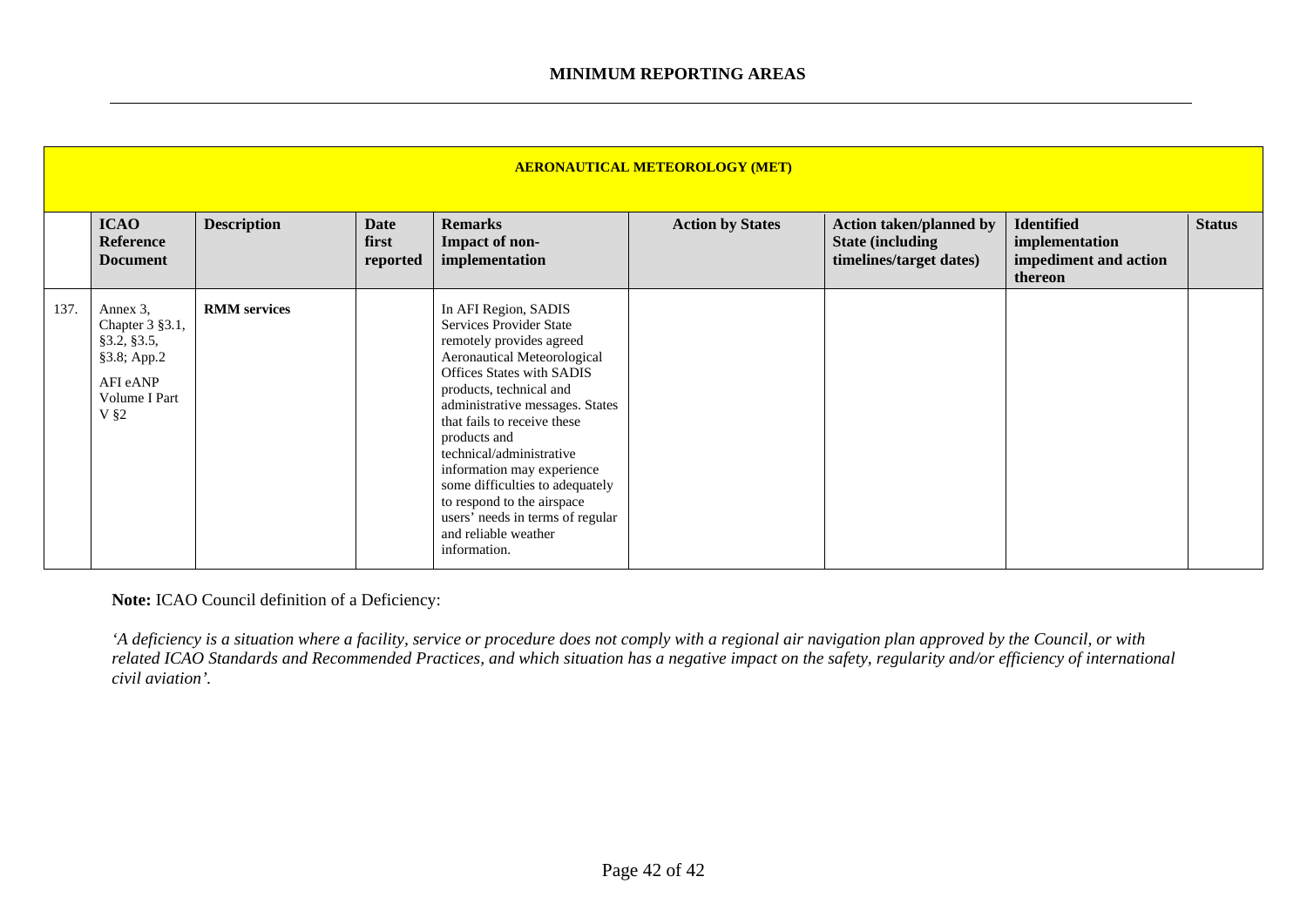## MINIMUM REPORTING AREAS

| | AERONAUTICAL METEOROLOGY (MET) | | | | | | | |
|---|---|---|---|---|---|---|---|---|
| | **ICAO Reference Document** | **Description** | **Date first reported** | **Remarks Impact of non-implementation** | **Action by States** | **Action taken/planned by State (including timelines/target dates)** | **Identified implementation impediment and action thereon** | **Status** |
| 137. | Annex 3, Chapter 3 §3.1, §3.2, §3.5, §3.8; App.2<br>AFI eANP Volume I Part V §2 | **RMM services** | | In AFI Region, SADIS Services Provider State remotely provides agreed Aeronautical Meteorological Offices States with SADIS products, technical and administrative messages. States that fails to receive these products and technical/administrative information may experience some difficulties to adequately to respond to the airspace users' needs in terms of regular and reliable weather information. | | | | |

**Note:** ICAO Council definition of a Deficiency:

*'A deficiency is a situation where a facility, service or procedure does not comply with a regional air navigation plan approved by the Council, or with related ICAO Standards and Recommended Practices, and which situation has a negative impact on the safety, regularity and/or efficiency of international civil aviation'.*